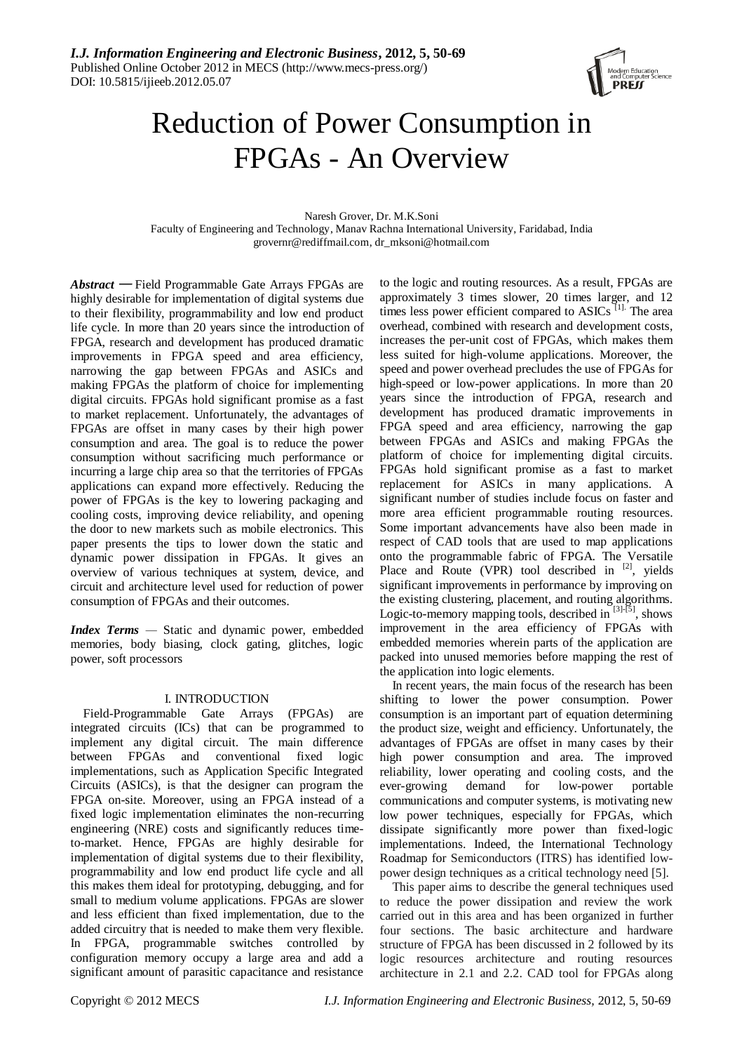# Reduction of Power Consumption in FPGAs - An Overview

Naresh Grover, Dr. M.K.Soni

Faculty of Engineering and Technology, Manav Rachna International University, Faridabad, India

grovernr@rediffmail.com, dr_mksoni@hotmail.com

***Abstract*** **—** Field Programmable Gate Arrays FPGAs are highly desirable for implementation of digital systems due to their flexibility, programmability and low end product life cycle. In more than 20 years since the introduction of FPGA, research and development has produced dramatic improvements in FPGA speed and area efficiency, narrowing the gap between FPGAs and ASICs and making FPGAs the platform of choice for implementing digital circuits. FPGAs hold significant promise as a fast to market replacement. Unfortunately, the advantages of FPGAs are offset in many cases by their high power consumption and area. The goal is to reduce the power consumption without sacrificing much performance or incurring a large chip area so that the territories of FPGAs applications can expand more effectively. Reducing the power of FPGAs is the key to lowering packaging and cooling costs, improving device reliability, and opening the door to new markets such as mobile electronics. This paper presents the tips to lower down the static and dynamic power dissipation in FPGAs. It gives an overview of various techniques at system, device, and circuit and architecture level used for reduction of power consumption of FPGAs and their outcomes.

***Index Terms*** — Static and dynamic power, embedded memories, body biasing, clock gating, glitches, logic power, soft processors

## I. INTRODUCTION

Field-Programmable Gate Arrays (FPGAs) are integrated circuits (ICs) that can be programmed to implement any digital circuit. The main difference between FPGAs and conventional fixed logic implementations, such as Application Specific Integrated Circuits (ASICs), is that the designer can program the FPGA on-site. Moreover, using an FPGA instead of a fixed logic implementation eliminates the non-recurring engineering (NRE) costs and significantly reduces time-to-market. Hence, FPGAs are highly desirable for implementation of digital systems due to their flexibility, programmability and low end product life cycle and all this makes them ideal for prototyping, debugging, and for small to medium volume applications. FPGAs are slower and less efficient than fixed implementation, due to the added circuitry that is needed to make them very flexible. In FPGA, programmable switches controlled by configuration memory occupy a large area and add a significant amount of parasitic capacitance and resistance to the logic and routing resources. As a result, FPGAs are approximately 3 times slower, 20 times larger, and 12 times less power efficient compared to ASICs [1]. The area overhead, combined with research and development costs, increases the per-unit cost of FPGAs, which makes them less suited for high-volume applications. Moreover, the speed and power overhead precludes the use of FPGAs for high-speed or low-power applications. In more than 20 years since the introduction of FPGA, research and development has produced dramatic improvements in FPGA speed and area efficiency, narrowing the gap between FPGAs and ASICs and making FPGAs the platform of choice for implementing digital circuits. FPGAs hold significant promise as a fast to market replacement for ASICs in many applications. A significant number of studies include focus on faster and more area efficient programmable routing resources. Some important advancements have also been made in respect of CAD tools that are used to map applications onto the programmable fabric of FPGA. The Versatile Place and Route (VPR) tool described in [2], yields significant improvements in performance by improving on the existing clustering, placement, and routing algorithms. Logic-to-memory mapping tools, described in [3]-[5], shows improvement in the area efficiency of FPGAs with embedded memories wherein parts of the application are packed into unused memories before mapping the rest of the application into logic elements.

In recent years, the main focus of the research has been shifting to lower the power consumption. Power consumption is an important part of equation determining the product size, weight and efficiency. Unfortunately, the advantages of FPGAs are offset in many cases by their high power consumption and area. The improved reliability, lower operating and cooling costs, and the ever-growing demand for low-power portable communications and computer systems, is motivating new low power techniques, especially for FPGAs, which dissipate significantly more power than fixed-logic implementations. Indeed, the International Technology Roadmap for Semiconductors (ITRS) has identified low-power design techniques as a critical technology need [5].

This paper aims to describe the general techniques used to reduce the power dissipation and review the work carried out in this area and has been organized in further four sections. The basic architecture and hardware structure of FPGA has been discussed in 2 followed by its logic resources architecture and routing resources architecture in 2.1 and 2.2. CAD tool for FPGAs along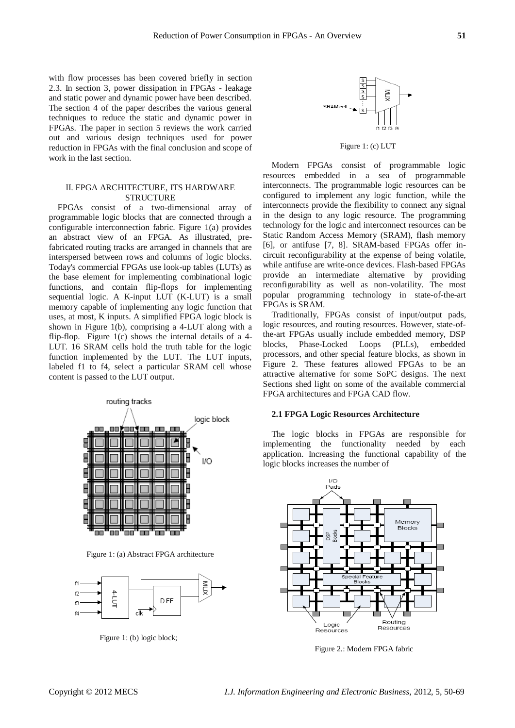with flow processes has been covered briefly in section 2.3. In section 3, power dissipation in FPGAs - leakage and static power and dynamic power have been described. The section 4 of the paper describes the various general techniques to reduce the static and dynamic power in FPGAs. The paper in section 5 reviews the work carried out and various design techniques used for power reduction in FPGAs with the final conclusion and scope of work in the last section.

## II. FPGA ARCHITECTURE, ITS HARDWARE STRUCTURE

FPGAs consist of a two-dimensional array of programmable logic blocks that are connected through a configurable interconnection fabric. Figure 1(a) provides an abstract view of an FPGA. As illustrated, pre-fabricated routing tracks are arranged in channels that are interspersed between rows and columns of logic blocks. Today's commercial FPGAs use look-up tables (LUTs) as the base element for implementing combinational logic functions, and contain flip-flops for implementing sequential logic. A K-input LUT (K-LUT) is a small memory capable of implementing any logic function that uses, at most, K inputs. A simplified FPGA logic block is shown in Figure 1(b), comprising a 4-LUT along with a flip-flop. Figure 1(c) shows the internal details of a 4-LUT. 16 SRAM cells hold the truth table for the logic function implemented by the LUT. The LUT inputs, labeled f1 to f4, select a particular SRAM cell whose content is passed to the LUT output.

Figure 1: (a) Abstract FPGA architecture

Figure 1: (b) logic block;

Figure 1: (c) LUT

Modern FPGAs consist of programmable logic resources embedded in a sea of programmable interconnects. The programmable logic resources can be configured to implement any logic function, while the interconnects provide the flexibility to connect any signal in the design to any logic resource. The programming technology for the logic and interconnect resources can be Static Random Access Memory (SRAM), flash memory [6], or antifuse [7, 8]. SRAM-based FPGAs offer in-circuit reconfigurability at the expense of being volatile, while antifuse are write-once devices. Flash-based FPGAs provide an intermediate alternative by providing reconfigurability as well as non-volatility. The most popular programming technology in state-of-the-art FPGAs is SRAM.

Traditionally, FPGAs consist of input/output pads, logic resources, and routing resources. However, state-of-the-art FPGAs usually include embedded memory, DSP blocks, Phase-Locked Loops (PLLs), embedded processors, and other special feature blocks, as shown in Figure 2. These features allowed FPGAs to be an attractive alternative for some SoPC designs. The next Sections shed light on some of the available commercial FPGA architectures and FPGA CAD flow.

### 2.1 FPGA Logic Resources Architecture

The logic blocks in FPGAs are responsible for implementing the functionality needed by each application. Increasing the functional capability of the logic blocks increases the number of

Figure 2.: Modern FPGA fabric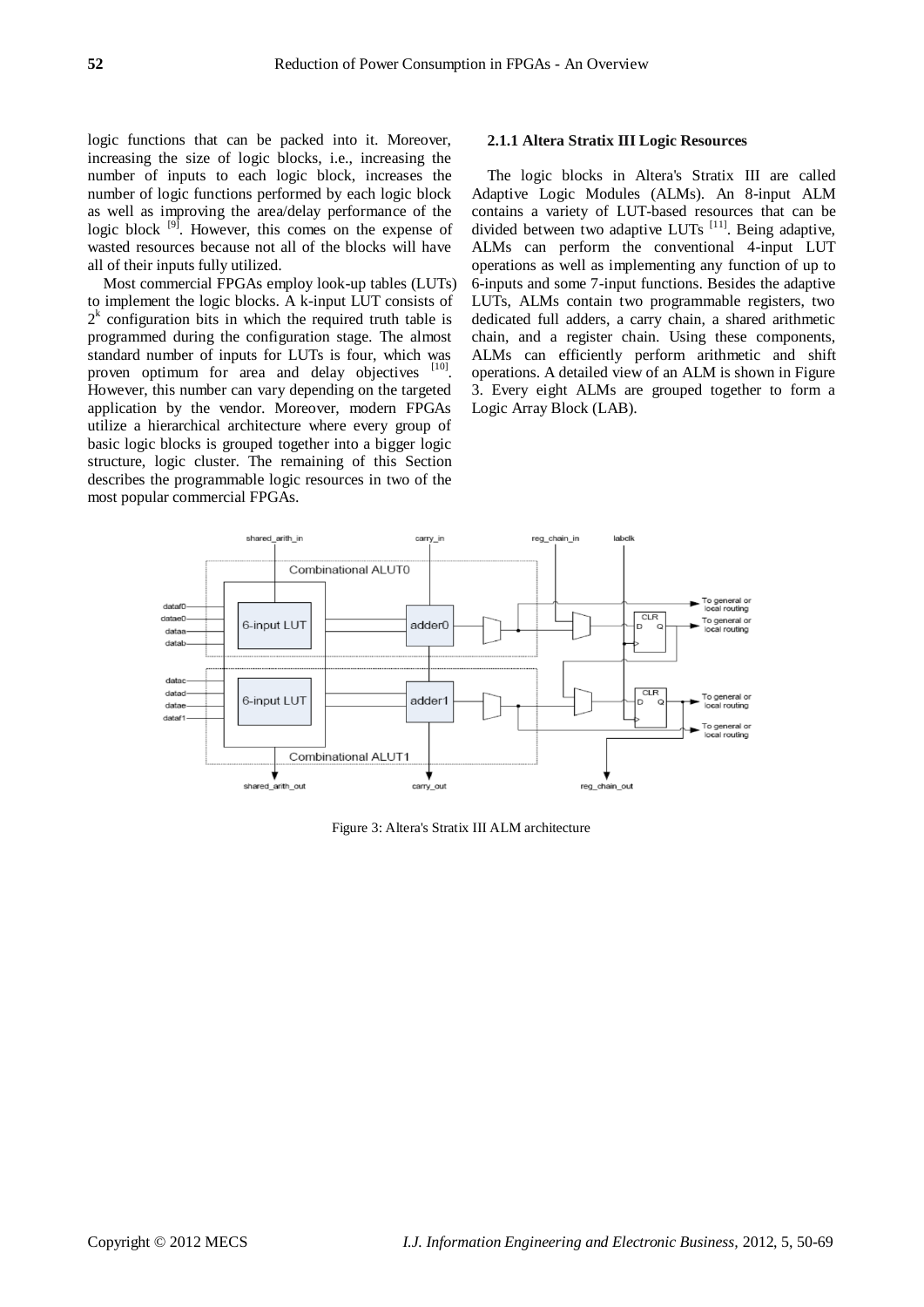logic functions that can be packed into it. Moreover, increasing the size of logic blocks, i.e., increasing the number of inputs to each logic block, increases the number of logic functions performed by each logic block as well as improving the area/delay performance of the logic block [9]. However, this comes on the expense of wasted resources because not all of the blocks will have all of their inputs fully utilized.

Most commercial FPGAs employ look-up tables (LUTs) to implement the logic blocks. A k-input LUT consists of $2^k$ configuration bits in which the required truth table is programmed during the configuration stage. The almost standard number of inputs for LUTs is four, which was proven optimum for area and delay objectives [10]. However, this number can vary depending on the targeted application by the vendor. Moreover, modern FPGAs utilize a hierarchical architecture where every group of basic logic blocks is grouped together into a bigger logic structure, logic cluster. The remaining of this Section describes the programmable logic resources in two of the most popular commercial FPGAs.

#### 2.1.1 Altera Stratix III Logic Resources

The logic blocks in Altera's Stratix III are called Adaptive Logic Modules (ALMs). An 8-input ALM contains a variety of LUT-based resources that can be divided between two adaptive LUTs [11]. Being adaptive, ALMs can perform the conventional 4-input LUT operations as well as implementing any function of up to 6-inputs and some 7-input functions. Besides the adaptive LUTs, ALMs contain two programmable registers, two dedicated full adders, a carry chain, a shared arithmetic chain, and a register chain. Using these components, ALMs can efficiently perform arithmetic and shift operations. A detailed view of an ALM is shown in Figure 3. Every eight ALMs are grouped together to form a Logic Array Block (LAB).

Figure 3: Altera's Stratix III ALM architecture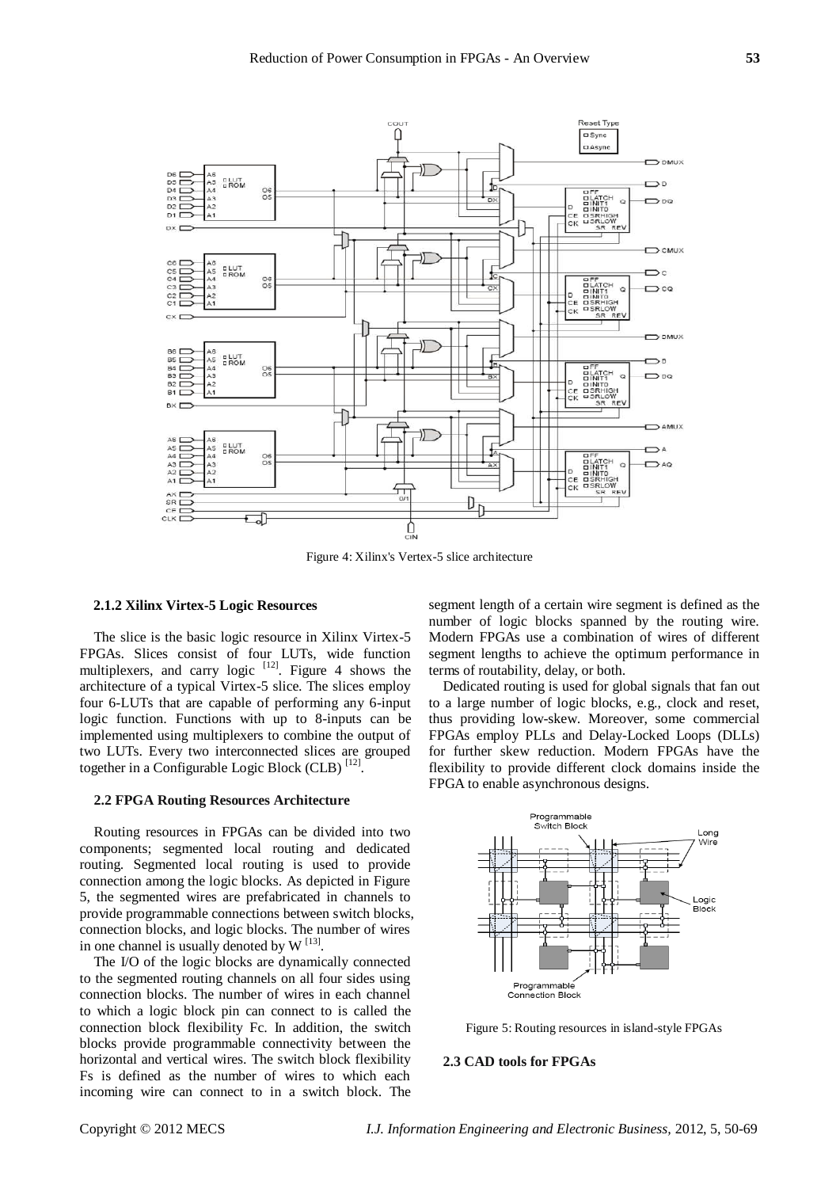Figure 4: Xilinx's Virtex-5 slice architecture

### 2.1.2 Xilinx Virtex-5 Logic Resources

The slice is the basic logic resource in Xilinx Virtex-5 FPGAs. Slices consist of four LUTs, wide function multiplexers, and carry logic [12]. Figure 4 shows the architecture of a typical Virtex-5 slice. The slices employ four 6-LUTs that are capable of performing any 6-input logic function. Functions with up to 8-inputs can be implemented using multiplexers to combine the output of two LUTs. Every two interconnected slices are grouped together in a Configurable Logic Block (CLB) [12].

### 2.2 FPGA Routing Resources Architecture

Routing resources in FPGAs can be divided into two components; segmented local routing and dedicated routing. Segmented local routing is used to provide connection among the logic blocks. As depicted in Figure 5, the segmented wires are prefabricated in channels to provide programmable connections between switch blocks, connection blocks, and logic blocks. The number of wires in one channel is usually denoted by W [13].

The I/O of the logic blocks are dynamically connected to the segmented routing channels on all four sides using connection blocks. The number of wires in each channel to which a logic block pin can connect to is called the connection block flexibility Fc. In addition, the switch blocks provide programmable connectivity between the horizontal and vertical wires. The switch block flexibility Fs is defined as the number of wires to which each incoming wire can connect to in a switch block. The segment length of a certain wire segment is defined as the number of logic blocks spanned by the routing wire. Modern FPGAs use a combination of wires of different segment lengths to achieve the optimum performance in terms of routability, delay, or both.

Dedicated routing is used for global signals that fan out to a large number of logic blocks, e.g., clock and reset, thus providing low-skew. Moreover, some commercial FPGAs employ PLLs and Delay-Locked Loops (DLLs) for further skew reduction. Modern FPGAs have the flexibility to provide different clock domains inside the FPGA to enable asynchronous designs.

Figure 5: Routing resources in island-style FPGAs

### 2.3 CAD tools for FPGAs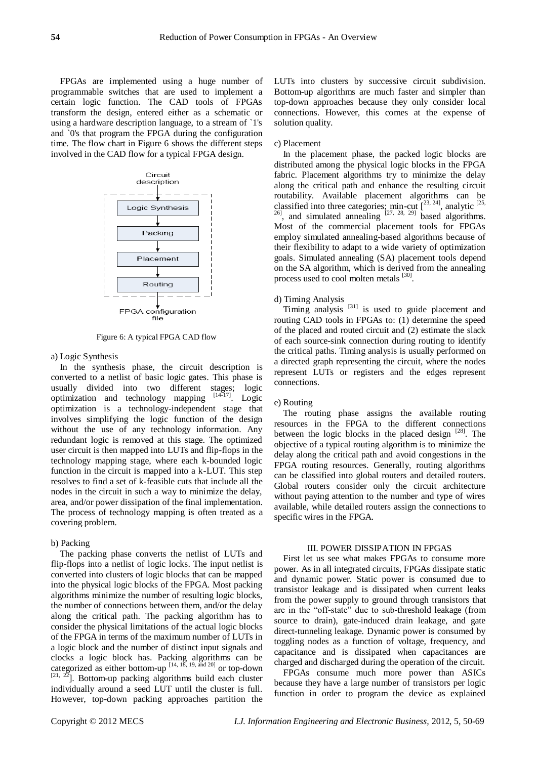FPGAs are implemented using a huge number of programmable switches that are used to implement a certain logic function. The CAD tools of FPGAs transform the design, entered either as a schematic or using a hardware description language, to a stream of `1's and `0's that program the FPGA during the configuration time. The flow chart in Figure 6 shows the different steps involved in the CAD flow for a typical FPGA design.

Circuit description → Logic Synthesis → Packing → Placement → Routing → FPGA configuration file

Figure 6: A typical FPGA CAD flow

a) Logic Synthesis

In the synthesis phase, the circuit description is converted to a netlist of basic logic gates. This phase is usually divided into two different stages; logic optimization and technology mapping [14-17]. Logic optimization is a technology-independent stage that involves simplifying the logic function of the design without the use of any technology information. Any redundant logic is removed at this stage. The optimized user circuit is then mapped into LUTs and flip-flops in the technology mapping stage, where each k-bounded logic function in the circuit is mapped into a k-LUT. This step resolves to find a set of k-feasible cuts that include all the nodes in the circuit in such a way to minimize the delay, area, and/or power dissipation of the final implementation. The process of technology mapping is often treated as a covering problem.

b) Packing

The packing phase converts the netlist of LUTs and flip-flops into a netlist of logic locks. The input netlist is converted into clusters of logic blocks that can be mapped into the physical logic blocks of the FPGA. Most packing algorithms minimize the number of resulting logic blocks, the number of connections between them, and/or the delay along the critical path. The packing algorithm has to consider the physical limitations of the actual logic blocks of the FPGA in terms of the maximum number of LUTs in a logic block and the number of distinct input signals and clocks a logic block has. Packing algorithms can be categorized as either bottom-up [14, 18, 19, and 20] or top-down [21, 22]. Bottom-up packing algorithms build each cluster individually around a seed LUT until the cluster is full. However, top-down packing approaches partition the LUTs into clusters by successive circuit subdivision. Bottom-up algorithms are much faster and simpler than top-down approaches because they only consider local connections. However, this comes at the expense of solution quality.

c) Placement

In the placement phase, the packed logic blocks are distributed among the physical logic blocks in the FPGA fabric. Placement algorithms try to minimize the delay along the critical path and enhance the resulting circuit routability. Available placement algorithms can be classified into three categories; min-cut [23, 24], analytic [25, 26], and simulated annealing [27, 28, 29] based algorithms. Most of the commercial placement tools for FPGAs employ simulated annealing-based algorithms because of their flexibility to adapt to a wide variety of optimization goals. Simulated annealing (SA) placement tools depend on the SA algorithm, which is derived from the annealing process used to cool molten metals [30].

d) Timing Analysis

Timing analysis [31] is used to guide placement and routing CAD tools in FPGAs to: (1) determine the speed of the placed and routed circuit and (2) estimate the slack of each source-sink connection during routing to identify the critical paths. Timing analysis is usually performed on a directed graph representing the circuit, where the nodes represent LUTs or registers and the edges represent connections.

e) Routing

The routing phase assigns the available routing resources in the FPGA to the different connections between the logic blocks in the placed design [28]. The objective of a typical routing algorithm is to minimize the delay along the critical path and avoid congestions in the FPGA routing resources. Generally, routing algorithms can be classified into global routers and detailed routers. Global routers consider only the circuit architecture without paying attention to the number and type of wires available, while detailed routers assign the connections to specific wires in the FPGA.

## III. POWER DISSIPATION IN FPGAS

First let us see what makes FPGAs to consume more power. As in all integrated circuits, FPGAs dissipate static and dynamic power. Static power is consumed due to transistor leakage and is dissipated when current leaks from the power supply to ground through transistors that are in the "off-state" due to sub-threshold leakage (from source to drain), gate-induced drain leakage, and gate direct-tunneling leakage. Dynamic power is consumed by toggling nodes as a function of voltage, frequency, and capacitance and is dissipated when capacitances are charged and discharged during the operation of the circuit.

FPGAs consume much more power than ASICs because they have a large number of transistors per logic function in order to program the device as explained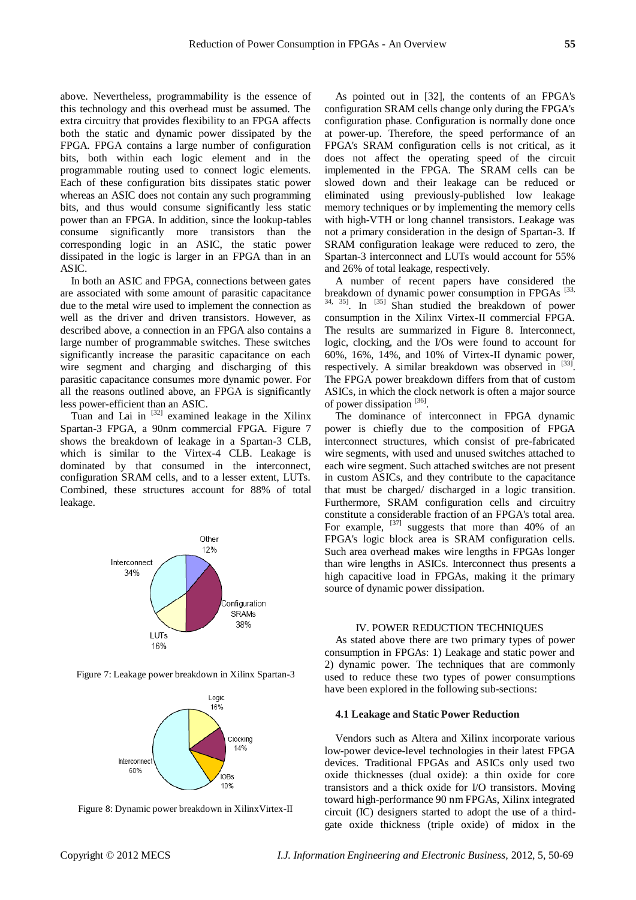above. Nevertheless, programmability is the essence of this technology and this overhead must be assumed. The extra circuitry that provides flexibility to an FPGA affects both the static and dynamic power dissipated by the FPGA. FPGA contains a large number of configuration bits, both within each logic element and in the programmable routing used to connect logic elements. Each of these configuration bits dissipates static power whereas an ASIC does not contain any such programming bits, and thus would consume significantly less static power than an FPGA. In addition, since the lookup-tables consume significantly more transistors than the corresponding logic in an ASIC, the static power dissipated in the logic is larger in an FPGA than in an ASIC.

In both an ASIC and FPGA, connections between gates are associated with some amount of parasitic capacitance due to the metal wire used to implement the connection as well as the driver and driven transistors. However, as described above, a connection in an FPGA also contains a large number of programmable switches. These switches significantly increase the parasitic capacitance on each wire segment and charging and discharging of this parasitic capacitance consumes more dynamic power. For all the reasons outlined above, an FPGA is significantly less power-efficient than an ASIC.

Tuan and Lai in [32] examined leakage in the Xilinx Spartan-3 FPGA, a 90nm commercial FPGA. Figure 7 shows the breakdown of leakage in a Spartan-3 CLB, which is similar to the Virtex-4 CLB. Leakage is dominated by that consumed in the interconnect, configuration SRAM cells, and to a lesser extent, LUTs. Combined, these structures account for 88% of total leakage.

Other 12%, Configuration SRAMs 38%, LUTs 16%, Interconnect 34%

Figure 7: Leakage power breakdown in Xilinx Spartan-3

Logic 16%, Clocking 14%, IOBs 10%, Interconnect 60%

Figure 8: Dynamic power breakdown in XilinxVirtex-II

As pointed out in [32], the contents of an FPGA's configuration SRAM cells change only during the FPGA's configuration phase. Configuration is normally done once at power-up. Therefore, the speed performance of an FPGA's SRAM configuration cells is not critical, as it does not affect the operating speed of the circuit implemented in the FPGA. The SRAM cells can be slowed down and their leakage can be reduced or eliminated using previously-published low leakage memory techniques or by implementing the memory cells with high-VTH or long channel transistors. Leakage was not a primary consideration in the design of Spartan-3. If SRAM configuration leakage were reduced to zero, the Spartan-3 interconnect and LUTs would account for 55% and 26% of total leakage, respectively.

A number of recent papers have considered the breakdown of dynamic power consumption in FPGAs [33, 34, 35]. In [35] Shan studied the breakdown of power consumption in the Xilinx Virtex-II commercial FPGA. The results are summarized in Figure 8. Interconnect, logic, clocking, and the I/Os were found to account for 60%, 16%, 14%, and 10% of Virtex-II dynamic power, respectively. A similar breakdown was observed in [33]. The FPGA power breakdown differs from that of custom ASICs, in which the clock network is often a major source of power dissipation [36].

The dominance of interconnect in FPGA dynamic power is chiefly due to the composition of FPGA interconnect structures, which consist of pre-fabricated wire segments, with used and unused switches attached to each wire segment. Such attached switches are not present in custom ASICs, and they contribute to the capacitance that must be charged/ discharged in a logic transition. Furthermore, SRAM configuration cells and circuitry constitute a considerable fraction of an FPGA's total area. For example, [37] suggests that more than 40% of an FPGA's logic block area is SRAM configuration cells. Such area overhead makes wire lengths in FPGAs longer than wire lengths in ASICs. Interconnect thus presents a high capacitive load in FPGAs, making it the primary source of dynamic power dissipation.

## IV. POWER REDUCTION TECHNIQUES

As stated above there are two primary types of power consumption in FPGAs: 1) Leakage and static power and 2) dynamic power. The techniques that are commonly used to reduce these two types of power consumptions have been explored in the following sub-sections:

### 4.1 Leakage and Static Power Reduction

Vendors such as Altera and Xilinx incorporate various low-power device-level technologies in their latest FPGA devices. Traditional FPGAs and ASICs only used two oxide thicknesses (dual oxide): a thin oxide for core transistors and a thick oxide for I/O transistors. Moving toward high-performance 90 nm FPGAs, Xilinx integrated circuit (IC) designers started to adopt the use of a third-gate oxide thickness (triple oxide) of midox in the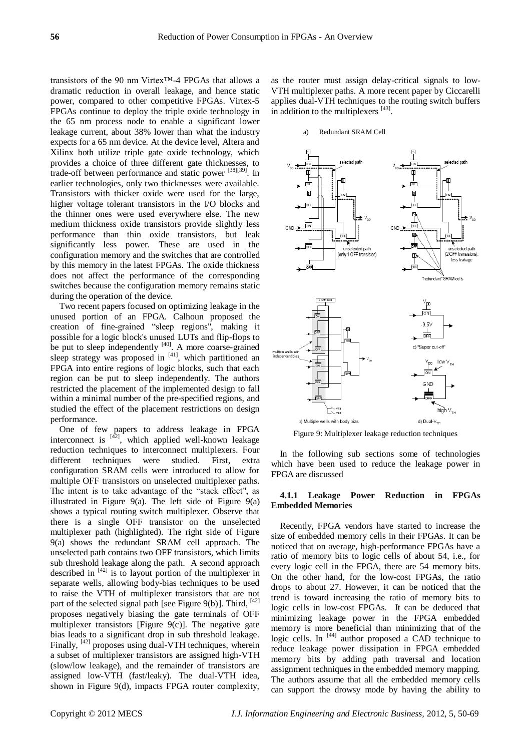transistors of the 90 nm Virtex™-4 FPGAs that allows a dramatic reduction in overall leakage, and hence static power, compared to other competitive FPGAs. Virtex-5 FPGAs continue to deploy the triple oxide technology in the 65 nm process node to enable a significant lower leakage current, about 38% lower than what the industry expects for a 65 nm device. At the device level, Altera and Xilinx both utilize triple gate oxide technology, which provides a choice of three different gate thicknesses, to trade-off between performance and static power [38][39]. In earlier technologies, only two thicknesses were available. Transistors with thicker oxide were used for the large, higher voltage tolerant transistors in the I/O blocks and the thinner ones were used everywhere else. The new medium thickness oxide transistors provide slightly less performance than thin oxide transistors, but leak significantly less power. These are used in the configuration memory and the switches that are controlled by this memory in the latest FPGAs. The oxide thickness does not affect the performance of the corresponding switches because the configuration memory remains static during the operation of the device.

Two recent papers focused on optimizing leakage in the unused portion of an FPGA. Calhoun proposed the creation of fine-grained "sleep regions", making it possible for a logic block's unused LUTs and flip-flops to be put to sleep independently [40]. A more coarse-grained sleep strategy was proposed in [41], which partitioned an FPGA into entire regions of logic blocks, such that each region can be put to sleep independently. The authors restricted the placement of the implemented design to fall within a minimal number of the pre-specified regions, and studied the effect of the placement restrictions on design performance.

One of few papers to address leakage in FPGA interconnect is [42], which applied well-known leakage reduction techniques to interconnect multiplexers. Four different techniques were studied. First, extra configuration SRAM cells were introduced to allow for multiple OFF transistors on unselected multiplexer paths. The intent is to take advantage of the "stack effect", as illustrated in Figure 9(a). The left side of Figure 9(a) shows a typical routing switch multiplexer. Observe that there is a single OFF transistor on the unselected multiplexer path (highlighted). The right side of Figure 9(a) shows the redundant SRAM cell approach. The unselected path contains two OFF transistors, which limits sub threshold leakage along the path. A second approach described in [42] is to layout portion of the multiplexer in separate wells, allowing body-bias techniques to be used to raise the VTH of multiplexer transistors that are not part of the selected signal path [see Figure 9(b)]. Third, [42] proposes negatively biasing the gate terminals of OFF multiplexer transistors [Figure 9(c)]. The negative gate bias leads to a significant drop in sub threshold leakage. Finally, [42] proposes using dual-VTH techniques, wherein a subset of multiplexer transistors are assigned high-VTH (slow/low leakage), and the remainder of transistors are assigned low-VTH (fast/leaky). The dual-VTH idea, shown in Figure 9(d), impacts FPGA router complexity, as the router must assign delay-critical signals to low-VTH multiplexer paths. A more recent paper by Ciccarelli applies dual-VTH techniques to the routing switch buffers in addition to the multiplexers [43].

Figure 9: Multiplexer leakage reduction techniques

In the following sub sections some of technologies which have been used to reduce the leakage power in FPGA are discussed

#### 4.1.1 Leakage Power Reduction in FPGAs Embedded Memories

Recently, FPGA vendors have started to increase the size of embedded memory cells in their FPGAs. It can be noticed that on average, high-performance FPGAs have a ratio of memory bits to logic cells of about 54, i.e., for every logic cell in the FPGA, there are 54 memory bits. On the other hand, for the low-cost FPGAs, the ratio drops to about 27. However, it can be noticed that the trend is toward increasing the ratio of memory bits to logic cells in low-cost FPGAs. It can be deduced that minimizing leakage power in the FPGA embedded memory is more beneficial than minimizing that of the logic cells. In [44] author proposed a CAD technique to reduce leakage power dissipation in FPGA embedded memory bits by adding path traversal and location assignment techniques in the embedded memory mapping. The authors assume that all the embedded memory cells can support the drowsy mode by having the ability to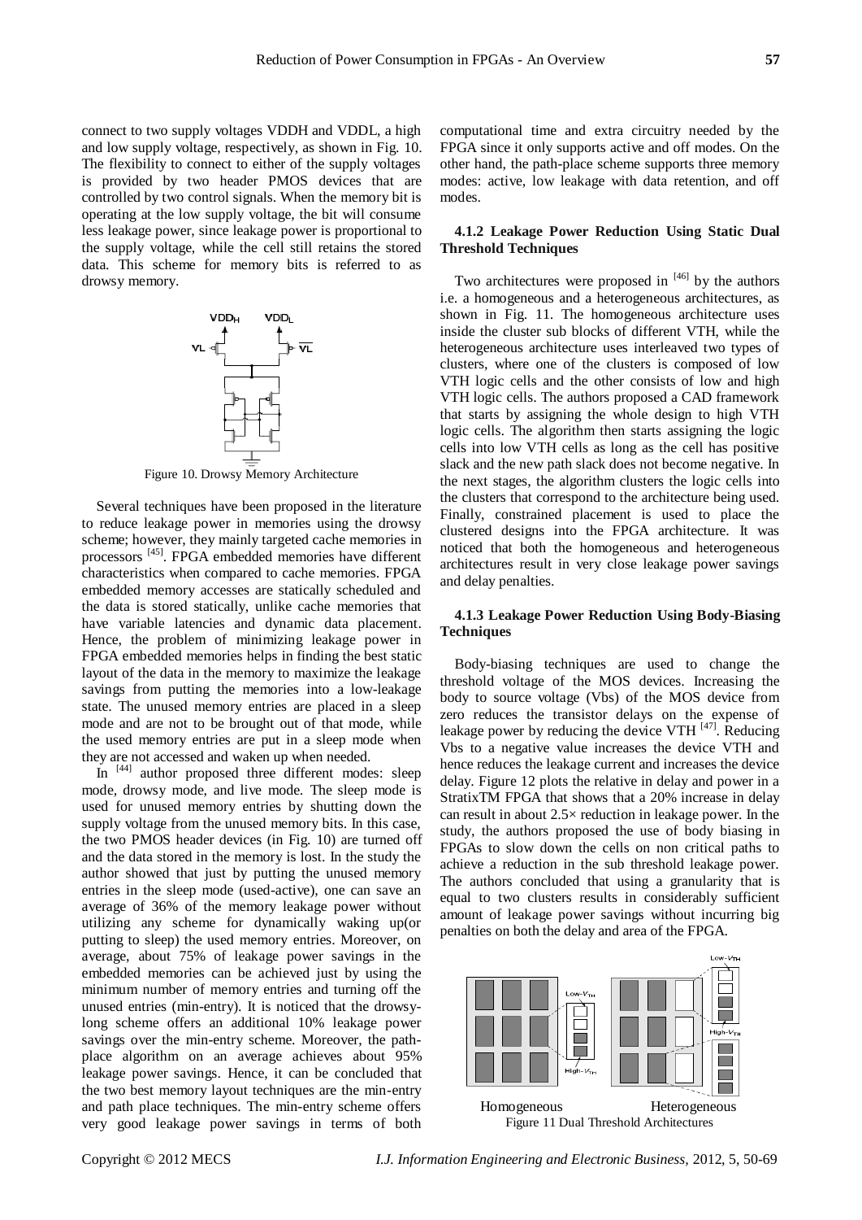connect to two supply voltages VDDH and VDDL, a high and low supply voltage, respectively, as shown in Fig. 10. The flexibility to connect to either of the supply voltages is provided by two header PMOS devices that are controlled by two control signals. When the memory bit is operating at the low supply voltage, the bit will consume less leakage power, since leakage power is proportional to the supply voltage, while the cell still retains the stored data. This scheme for memory bits is referred to as drowsy memory.

Figure 10. Drowsy Memory Architecture

Several techniques have been proposed in the literature to reduce leakage power in memories using the drowsy scheme; however, they mainly targeted cache memories in processors [45]. FPGA embedded memories have different characteristics when compared to cache memories. FPGA embedded memory accesses are statically scheduled and the data is stored statically, unlike cache memories that have variable latencies and dynamic data placement. Hence, the problem of minimizing leakage power in FPGA embedded memories helps in finding the best static layout of the data in the memory to maximize the leakage savings from putting the memories into a low-leakage state. The unused memory entries are placed in a sleep mode and are not to be brought out of that mode, while the used memory entries are put in a sleep mode when they are not accessed and waken up when needed.

In [44] author proposed three different modes: sleep mode, drowsy mode, and live mode. The sleep mode is used for unused memory entries by shutting down the supply voltage from the unused memory bits. In this case, the two PMOS header devices (in Fig. 10) are turned off and the data stored in the memory is lost. In the study the author showed that just by putting the unused memory entries in the sleep mode (used-active), one can save an average of 36% of the memory leakage power without utilizing any scheme for dynamically waking up(or putting to sleep) the used memory entries. Moreover, on average, about 75% of leakage power savings in the embedded memories can be achieved just by using the minimum number of memory entries and turning off the unused entries (min-entry). It is noticed that the drowsy-long scheme offers an additional 10% leakage power savings over the min-entry scheme. Moreover, the path-place algorithm on an average achieves about 95% leakage power savings. Hence, it can be concluded that the two best memory layout techniques are the min-entry and path place techniques. The min-entry scheme offers very good leakage power savings in terms of both computational time and extra circuitry needed by the FPGA since it only supports active and off modes. On the other hand, the path-place scheme supports three memory modes: active, low leakage with data retention, and off modes.

#### 4.1.2 Leakage Power Reduction Using Static Dual Threshold Techniques

Two architectures were proposed in [46] by the authors i.e. a homogeneous and a heterogeneous architectures, as shown in Fig. 11. The homogeneous architecture uses inside the cluster sub blocks of different VTH, while the heterogeneous architecture uses interleaved two types of clusters, where one of the clusters is composed of low VTH logic cells and the other consists of low and high VTH logic cells. The authors proposed a CAD framework that starts by assigning the whole design to high VTH logic cells. The algorithm then starts assigning the logic cells into low VTH cells as long as the cell has positive slack and the new path slack does not become negative. In the next stages, the algorithm clusters the logic cells into the clusters that correspond to the architecture being used. Finally, constrained placement is used to place the clustered designs into the FPGA architecture. It was noticed that both the homogeneous and heterogeneous architectures result in very close leakage power savings and delay penalties.

#### 4.1.3 Leakage Power Reduction Using Body-Biasing Techniques

Body-biasing techniques are used to change the threshold voltage of the MOS devices. Increasing the body to source voltage (Vbs) of the MOS device from zero reduces the transistor delays on the expense of leakage power by reducing the device VTH [47]. Reducing Vbs to a negative value increases the device VTH and hence reduces the leakage current and increases the device delay. Figure 12 plots the relative in delay and power in a StratixTM FPGA that shows that a 20% increase in delay can result in about 2.5× reduction in leakage power. In the study, the authors proposed the use of body biasing in FPGAs to slow down the cells on non critical paths to achieve a reduction in the sub threshold leakage power. The authors concluded that using a granularity that is equal to two clusters results in considerably sufficient amount of leakage power savings without incurring big penalties on both the delay and area of the FPGA.

Homogeneous Heterogeneous

Figure 11 Dual Threshold Architectures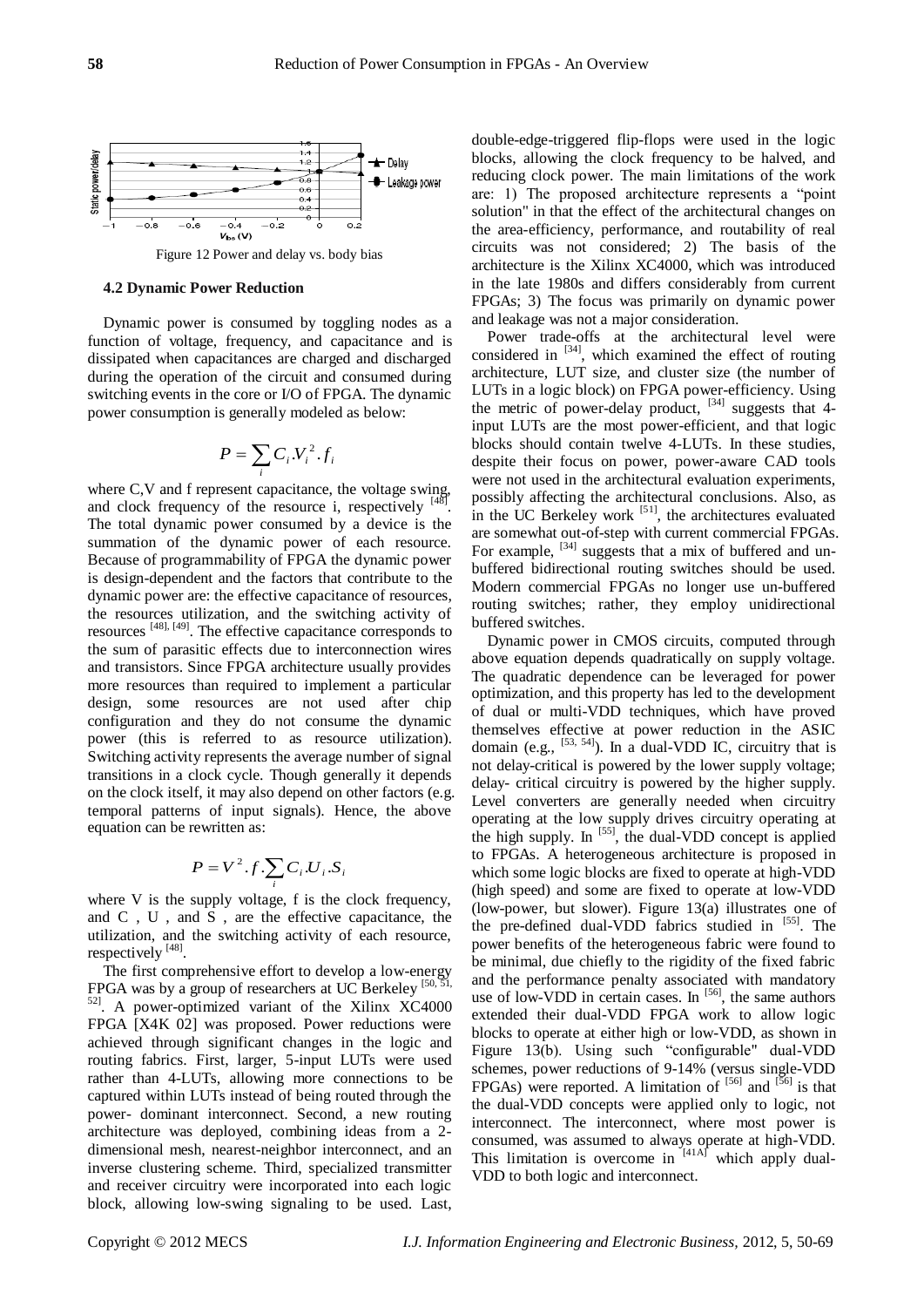Figure 12 Power and delay vs. body bias

### 4.2 Dynamic Power Reduction

Dynamic power is consumed by toggling nodes as a function of voltage, frequency, and capacitance and is dissipated when capacitances are charged and discharged during the operation of the circuit and consumed during switching events in the core or I/O of FPGA. The dynamic power consumption is generally modeled as below:

$$P = \sum_i C_i . V_i^2 . f_i$$

where C,V and f represent capacitance, the voltage swing, and clock frequency of the resource i, respectively [48]. The total dynamic power consumed by a device is the summation of the dynamic power of each resource. Because of programmability of FPGA the dynamic power is design-dependent and the factors that contribute to the dynamic power are: the effective capacitance of resources, the resources utilization, and the switching activity of resources [48], [49]. The effective capacitance corresponds to the sum of parasitic effects due to interconnection wires and transistors. Since FPGA architecture usually provides more resources than required to implement a particular design, some resources are not used after chip configuration and they do not consume the dynamic power (this is referred to as resource utilization). Switching activity represents the average number of signal transitions in a clock cycle. Though generally it depends on the clock itself, it may also depend on other factors (e.g. temporal patterns of input signals). Hence, the above equation can be rewritten as:

$$P = V^2 . f . \sum_i C_i . U_i . S_i$$

where V is the supply voltage, f is the clock frequency, and C , U , and S , are the effective capacitance, the utilization, and the switching activity of each resource, respectively [48].

The first comprehensive effort to develop a low-energy FPGA was by a group of researchers at UC Berkeley [50, 51, 52]. A power-optimized variant of the Xilinx XC4000 FPGA [X4K 02] was proposed. Power reductions were achieved through significant changes in the logic and routing fabrics. First, larger, 5-input LUTs were used rather than 4-LUTs, allowing more connections to be captured within LUTs instead of being routed through the power- dominant interconnect. Second, a new routing architecture was deployed, combining ideas from a 2-dimensional mesh, nearest-neighbor interconnect, and an inverse clustering scheme. Third, specialized transmitter and receiver circuitry were incorporated into each logic block, allowing low-swing signaling to be used. Last, double-edge-triggered flip-flops were used in the logic blocks, allowing the clock frequency to be halved, and reducing clock power. The main limitations of the work are: 1) The proposed architecture represents a "point solution" in that the effect of the architectural changes on the area-efficiency, performance, and routability of real circuits was not considered; 2) The basis of the architecture is the Xilinx XC4000, which was introduced in the late 1980s and differs considerably from current FPGAs; 3) The focus was primarily on dynamic power and leakage was not a major consideration.

Power trade-offs at the architectural level were considered in [34], which examined the effect of routing architecture, LUT size, and cluster size (the number of LUTs in a logic block) on FPGA power-efficiency. Using the metric of power-delay product, [34] suggests that 4-input LUTs are the most power-efficient, and that logic blocks should contain twelve 4-LUTs. In these studies, despite their focus on power, power-aware CAD tools were not used in the architectural evaluation experiments, possibly affecting the architectural conclusions. Also, as in the UC Berkeley work [51], the architectures evaluated are somewhat out-of-step with current commercial FPGAs. For example, [34] suggests that a mix of buffered and un-buffered bidirectional routing switches should be used. Modern commercial FPGAs no longer use un-buffered routing switches; rather, they employ unidirectional buffered switches.

Dynamic power in CMOS circuits, computed through above equation depends quadratically on supply voltage. The quadratic dependence can be leveraged for power optimization, and this property has led to the development of dual or multi-VDD techniques, which have proved themselves effective at power reduction in the ASIC domain (e.g., [53, 54]). In a dual-VDD IC, circuitry that is not delay-critical is powered by the lower supply voltage; delay- critical circuitry is powered by the higher supply. Level converters are generally needed when circuitry operating at the low supply drives circuitry operating at the high supply. In [55], the dual-VDD concept is applied to FPGAs. A heterogeneous architecture is proposed in which some logic blocks are fixed to operate at high-VDD (high speed) and some are fixed to operate at low-VDD (low-power, but slower). Figure 13(a) illustrates one of the pre-defined dual-VDD fabrics studied in [55]. The power benefits of the heterogeneous fabric were found to be minimal, due chiefly to the rigidity of the fixed fabric and the performance penalty associated with mandatory use of low-VDD in certain cases. In [56], the same authors extended their dual-VDD FPGA work to allow logic blocks to operate at either high or low-VDD, as shown in Figure 13(b). Using such "configurable" dual-VDD schemes, power reductions of 9-14% (versus single-VDD FPGAs) were reported. A limitation of [56] and [56] is that the dual-VDD concepts were applied only to logic, not interconnect. The interconnect, where most power is consumed, was assumed to always operate at high-VDD. This limitation is overcome in [41A] which apply dual-VDD to both logic and interconnect.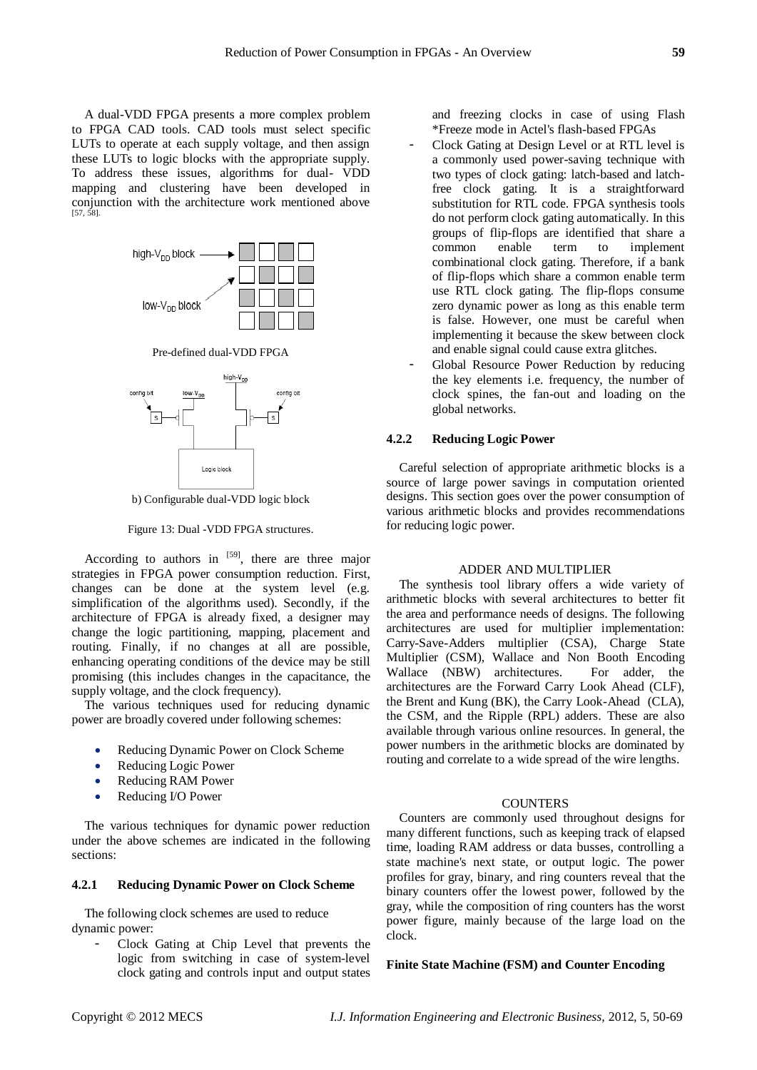A dual-VDD FPGA presents a more complex problem to FPGA CAD tools. CAD tools must select specific LUTs to operate at each supply voltage, and then assign these LUTs to logic blocks with the appropriate supply. To address these issues, algorithms for dual- VDD mapping and clustering have been developed in conjunction with the architecture work mentioned above [57, 58].

Pre-defined dual-VDD FPGA

b) Configurable dual-VDD logic block

Figure 13: Dual -VDD FPGA structures.

According to authors in [59], there are three major strategies in FPGA power consumption reduction. First, changes can be done at the system level (e.g. simplification of the algorithms used). Secondly, if the architecture of FPGA is already fixed, a designer may change the logic partitioning, mapping, placement and routing. Finally, if no changes at all are possible, enhancing operating conditions of the device may be still promising (this includes changes in the capacitance, the supply voltage, and the clock frequency).

The various techniques used for reducing dynamic power are broadly covered under following schemes:

- Reducing Dynamic Power on Clock Scheme
- Reducing Logic Power
- Reducing RAM Power
- Reducing I/O Power

The various techniques for dynamic power reduction under the above schemes are indicated in the following sections:

### 4.2.1 Reducing Dynamic Power on Clock Scheme

The following clock schemes are used to reduce dynamic power:

- Clock Gating at Chip Level that prevents the logic from switching in case of system-level clock gating and controls input and output states and freezing clocks in case of using Flash *Freeze mode in Actel's flash-based FPGAs
- Clock Gating at Design Level or at RTL level is a commonly used power-saving technique with two types of clock gating: latch-based and latch-free clock gating. It is a straightforward substitution for RTL code. FPGA synthesis tools do not perform clock gating automatically. In this groups of flip-flops are identified that share a common enable term to implement combinational clock gating. Therefore, if a bank of flip-flops which share a common enable term use RTL clock gating. The flip-flops consume zero dynamic power as long as this enable term is false. However, one must be careful when implementing it because the skew between clock and enable signal could cause extra glitches.
- Global Resource Power Reduction by reducing the key elements i.e. frequency, the number of clock spines, the fan-out and loading on the global networks.

### 4.2.2 Reducing Logic Power

Careful selection of appropriate arithmetic blocks is a source of large power savings in computation oriented designs. This section goes over the power consumption of various arithmetic blocks and provides recommendations for reducing logic power.

#### ADDER AND MULTIPLIER

The synthesis tool library offers a wide variety of arithmetic blocks with several architectures to better fit the area and performance needs of designs. The following architectures are used for multiplier implementation: Carry-Save-Adders multiplier (CSA), Charge State Multiplier (CSM), Wallace and Non Booth Encoding Wallace (NBW) architectures. For adder, the architectures are the Forward Carry Look Ahead (CLF), the Brent and Kung (BK), the Carry Look-Ahead (CLA), the CSM, and the Ripple (RPL) adders. These are also available through various online resources. In general, the power numbers in the arithmetic blocks are dominated by routing and correlate to a wide spread of the wire lengths.

#### COUNTERS

Counters are commonly used throughout designs for many different functions, such as keeping track of elapsed time, loading RAM address or data busses, controlling a state machine's next state, or output logic. The power profiles for gray, binary, and ring counters reveal that the binary counters offer the lowest power, followed by the gray, while the composition of ring counters has the worst power figure, mainly because of the large load on the clock.

**Finite State Machine (FSM) and Counter Encoding**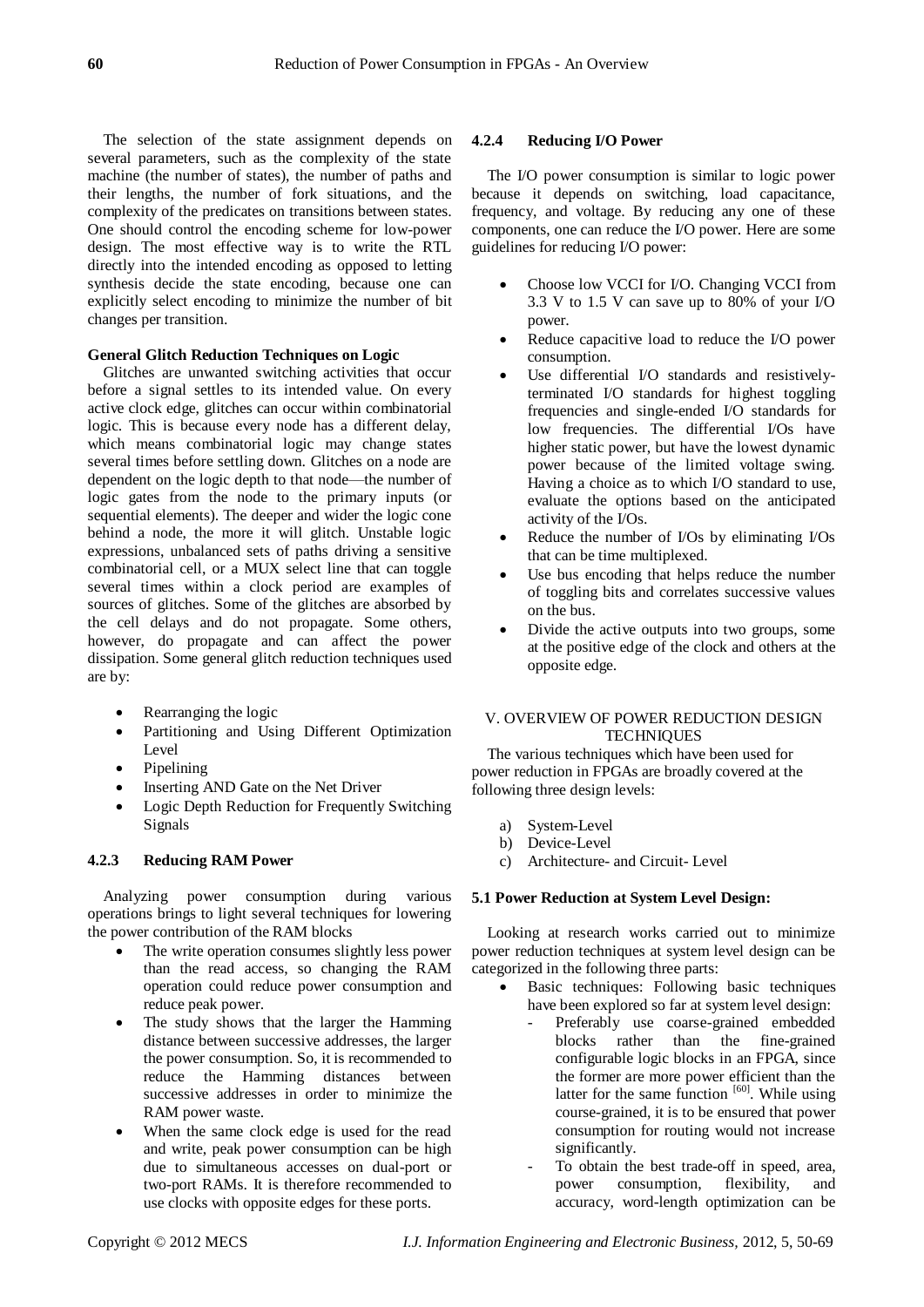The selection of the state assignment depends on several parameters, such as the complexity of the state machine (the number of states), the number of paths and their lengths, the number of fork situations, and the complexity of the predicates on transitions between states. One should control the encoding scheme for low-power design. The most effective way is to write the RTL directly into the intended encoding as opposed to letting synthesis decide the state encoding, because one can explicitly select encoding to minimize the number of bit changes per transition.

**General Glitch Reduction Techniques on Logic**

Glitches are unwanted switching activities that occur before a signal settles to its intended value. On every active clock edge, glitches can occur within combinatorial logic. This is because every node has a different delay, which means combinatorial logic may change states several times before settling down. Glitches on a node are dependent on the logic depth to that node—the number of logic gates from the node to the primary inputs (or sequential elements). The deeper and wider the logic cone behind a node, the more it will glitch. Unstable logic expressions, unbalanced sets of paths driving a sensitive combinatorial cell, or a MUX select line that can toggle several times within a clock period are examples of sources of glitches. Some of the glitches are absorbed by the cell delays and do not propagate. Some others, however, do propagate and can affect the power dissipation. Some general glitch reduction techniques used are by:

- Rearranging the logic
- Partitioning and Using Different Optimization Level
- Pipelining
- Inserting AND Gate on the Net Driver
- Logic Depth Reduction for Frequently Switching Signals

### 4.2.3 Reducing RAM Power

Analyzing power consumption during various operations brings to light several techniques for lowering the power contribution of the RAM blocks

- The write operation consumes slightly less power than the read access, so changing the RAM operation could reduce power consumption and reduce peak power.
- The study shows that the larger the Hamming distance between successive addresses, the larger the power consumption. So, it is recommended to reduce the Hamming distances between successive addresses in order to minimize the RAM power waste.
- When the same clock edge is used for the read and write, peak power consumption can be high due to simultaneous accesses on dual-port or two-port RAMs. It is therefore recommended to use clocks with opposite edges for these ports.

### 4.2.4 Reducing I/O Power

The I/O power consumption is similar to logic power because it depends on switching, load capacitance, frequency, and voltage. By reducing any one of these components, one can reduce the I/O power. Here are some guidelines for reducing I/O power:

- Choose low VCCI for I/O. Changing VCCI from 3.3 V to 1.5 V can save up to 80% of your I/O power.
- Reduce capacitive load to reduce the I/O power consumption.
- Use differential I/O standards and resistively-terminated I/O standards for highest toggling frequencies and single-ended I/O standards for low frequencies. The differential I/Os have higher static power, but have the lowest dynamic power because of the limited voltage swing. Having a choice as to which I/O standard to use, evaluate the options based on the anticipated activity of the I/Os.
- Reduce the number of I/Os by eliminating I/Os that can be time multiplexed.
- Use bus encoding that helps reduce the number of toggling bits and correlates successive values on the bus.
- Divide the active outputs into two groups, some at the positive edge of the clock and others at the opposite edge.

## V. OVERVIEW OF POWER REDUCTION DESIGN TECHNIQUES

The various techniques which have been used for power reduction in FPGAs are broadly covered at the following three design levels:

a) System-Level
b) Device-Level
c) Architecture- and Circuit- Level

### 5.1 Power Reduction at System Level Design:

Looking at research works carried out to minimize power reduction techniques at system level design can be categorized in the following three parts:

- Basic techniques: Following basic techniques have been explored so far at system level design:
  - Preferably use coarse-grained embedded blocks rather than the fine-grained configurable logic blocks in an FPGA, since the former are more power efficient than the latter for the same function [60]. While using course-grained, it is to be ensured that power consumption for routing would not increase significantly.
  - To obtain the best trade-off in speed, area, power consumption, flexibility, and accuracy, word-length optimization can be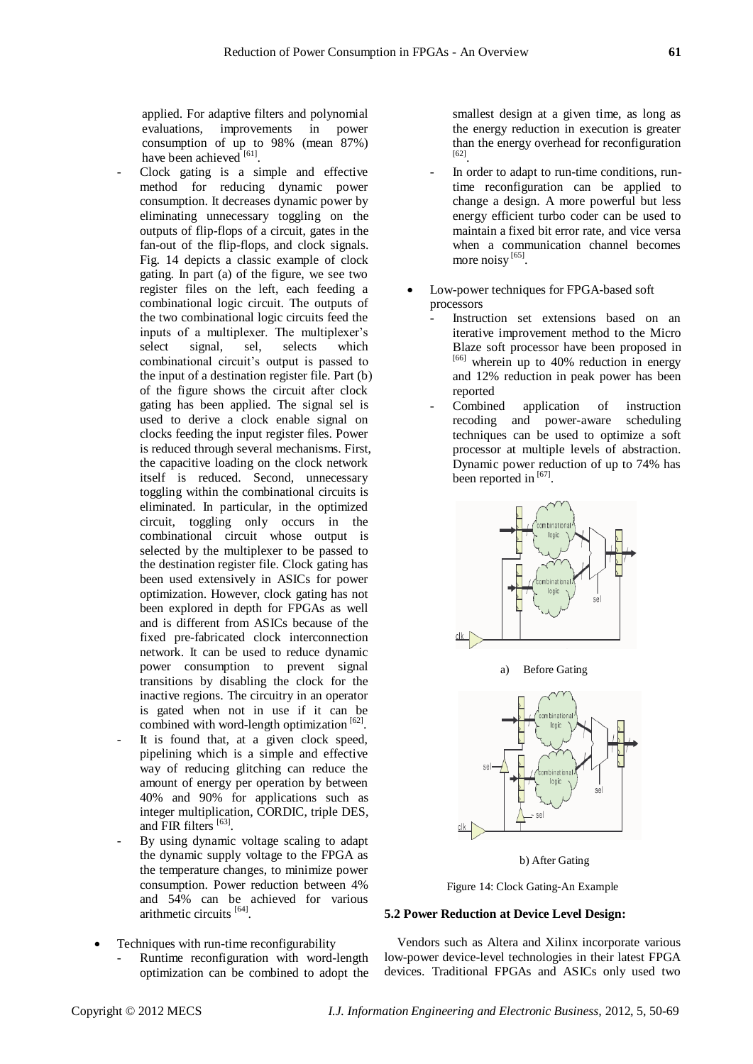applied. For adaptive filters and polynomial evaluations, improvements in power consumption of up to 98% (mean 87%) have been achieved [61].

- Clock gating is a simple and effective method for reducing dynamic power consumption. It decreases dynamic power by eliminating unnecessary toggling on the outputs of flip-flops of a circuit, gates in the fan-out of the flip-flops, and clock signals. Fig. 14 depicts a classic example of clock gating. In part (a) of the figure, we see two register files on the left, each feeding a combinational logic circuit. The outputs of the two combinational logic circuits feed the inputs of a multiplexer. The multiplexer's select signal, sel, selects which combinational circuit's output is passed to the input of a destination register file. Part (b) of the figure shows the circuit after clock gating has been applied. The signal sel is used to derive a clock enable signal on clocks feeding the input register files. Power is reduced through several mechanisms. First, the capacitive loading on the clock network itself is reduced. Second, unnecessary toggling within the combinational circuits is eliminated. In particular, in the optimized circuit, toggling only occurs in the combinational circuit whose output is selected by the multiplexer to be passed to the destination register file. Clock gating has been used extensively in ASICs for power optimization. However, clock gating has not been explored in depth for FPGAs as well and is different from ASICs because of the fixed pre-fabricated clock interconnection network. It can be used to reduce dynamic power consumption to prevent signal transitions by disabling the clock for the inactive regions. The circuitry in an operator is gated when not in use if it can be combined with word-length optimization [62].
- It is found that, at a given clock speed, pipelining which is a simple and effective way of reducing glitching can reduce the amount of energy per operation by between 40% and 90% for applications such as integer multiplication, CORDIC, triple DES, and FIR filters [63].
- By using dynamic voltage scaling to adapt the dynamic supply voltage to the FPGA as the temperature changes, to minimize power consumption. Power reduction between 4% and 54% can be achieved for various arithmetic circuits [64].

- Techniques with run-time reconfigurability
  - Runtime reconfiguration with word-length optimization can be combined to adopt the smallest design at a given time, as long as the energy reduction in execution is greater than the energy overhead for reconfiguration [62].
  - In order to adapt to run-time conditions, run-time reconfiguration can be applied to change a design. A more powerful but less energy efficient turbo coder can be used to maintain a fixed bit error rate, and vice versa when a communication channel becomes more noisy [65].
- Low-power techniques for FPGA-based soft processors
  - Instruction set extensions based on an iterative improvement method to the Micro Blaze soft processor have been proposed in [66] wherein up to 40% reduction in energy and 12% reduction in peak power has been reported
  - Combined application of instruction recoding and power-aware scheduling techniques can be used to optimize a soft processor at multiple levels of abstraction. Dynamic power reduction of up to 74% has been reported in [67].

a) Before Gating

b) After Gating

Figure 14: Clock Gating-An Example

**5.2 Power Reduction at Device Level Design:**

Vendors such as Altera and Xilinx incorporate various low-power device-level technologies in their latest FPGA devices. Traditional FPGAs and ASICs only used two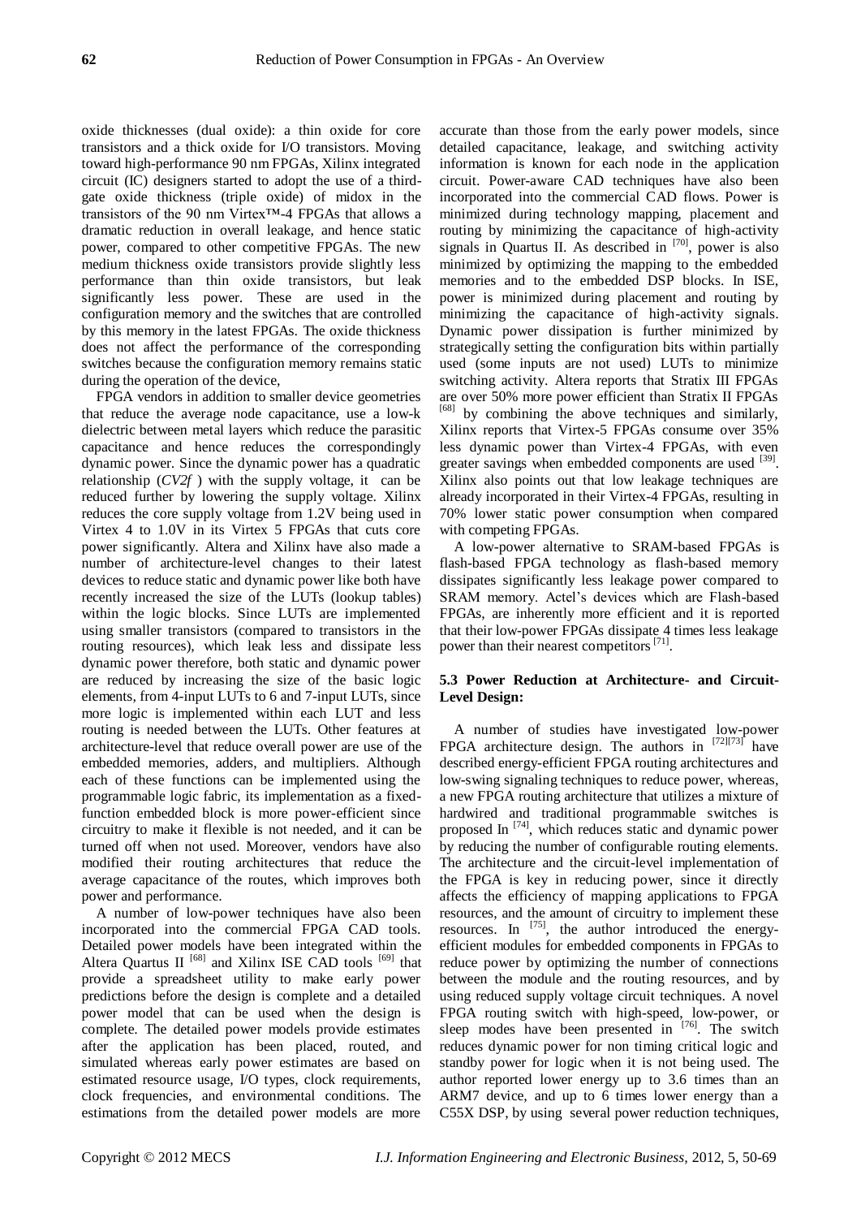oxide thicknesses (dual oxide): a thin oxide for core transistors and a thick oxide for I/O transistors. Moving toward high-performance 90 nm FPGAs, Xilinx integrated circuit (IC) designers started to adopt the use of a third-gate oxide thickness (triple oxide) of midox in the transistors of the 90 nm Virtex™-4 FPGAs that allows a dramatic reduction in overall leakage, and hence static power, compared to other competitive FPGAs. The new medium thickness oxide transistors provide slightly less performance than thin oxide transistors, but leak significantly less power. These are used in the configuration memory and the switches that are controlled by this memory in the latest FPGAs. The oxide thickness does not affect the performance of the corresponding switches because the configuration memory remains static during the operation of the device,

FPGA vendors in addition to smaller device geometries that reduce the average node capacitance, use a low-k dielectric between metal layers which reduce the parasitic capacitance and hence reduces the correspondingly dynamic power. Since the dynamic power has a quadratic relationship ($CV2f$ ) with the supply voltage, it can be reduced further by lowering the supply voltage. Xilinx reduces the core supply voltage from 1.2V being used in Virtex 4 to 1.0V in its Virtex 5 FPGAs that cuts core power significantly. Altera and Xilinx have also made a number of architecture-level changes to their latest devices to reduce static and dynamic power like both have recently increased the size of the LUTs (lookup tables) within the logic blocks. Since LUTs are implemented using smaller transistors (compared to transistors in the routing resources), which leak less and dissipate less dynamic power therefore, both static and dynamic power are reduced by increasing the size of the basic logic elements, from 4-input LUTs to 6 and 7-input LUTs, since more logic is implemented within each LUT and less routing is needed between the LUTs. Other features at architecture-level that reduce overall power are use of the embedded memories, adders, and multipliers. Although each of these functions can be implemented using the programmable logic fabric, its implementation as a fixed-function embedded block is more power-efficient since circuitry to make it flexible is not needed, and it can be turned off when not used. Moreover, vendors have also modified their routing architectures that reduce the average capacitance of the routes, which improves both power and performance.

A number of low-power techniques have also been incorporated into the commercial FPGA CAD tools. Detailed power models have been integrated within the Altera Quartus II [68] and Xilinx ISE CAD tools [69] that provide a spreadsheet utility to make early power predictions before the design is complete and a detailed power model that can be used when the design is complete. The detailed power models provide estimates after the application has been placed, routed, and simulated whereas early power estimates are based on estimated resource usage, I/O types, clock requirements, clock frequencies, and environmental conditions. The estimations from the detailed power models are more accurate than those from the early power models, since detailed capacitance, leakage, and switching activity information is known for each node in the application circuit. Power-aware CAD techniques have also been incorporated into the commercial CAD flows. Power is minimized during technology mapping, placement and routing by minimizing the capacitance of high-activity signals in Quartus II. As described in [70], power is also minimized by optimizing the mapping to the embedded memories and to the embedded DSP blocks. In ISE, power is minimized during placement and routing by minimizing the capacitance of high-activity signals. Dynamic power dissipation is further minimized by strategically setting the configuration bits within partially used (some inputs are not used) LUTs to minimize switching activity. Altera reports that Stratix III FPGAs are over 50% more power efficient than Stratix II FPGAs [68] by combining the above techniques and similarly, Xilinx reports that Virtex-5 FPGAs consume over 35% less dynamic power than Virtex-4 FPGAs, with even greater savings when embedded components are used [39]. Xilinx also points out that low leakage techniques are already incorporated in their Virtex-4 FPGAs, resulting in 70% lower static power consumption when compared with competing FPGAs.

A low-power alternative to SRAM-based FPGAs is flash-based FPGA technology as flash-based memory dissipates significantly less leakage power compared to SRAM memory. Actel's devices which are Flash-based FPGAs, are inherently more efficient and it is reported that their low-power FPGAs dissipate 4 times less leakage power than their nearest competitors [71].

### 5.3 Power Reduction at Architecture- and Circuit-Level Design:

A number of studies have investigated low-power FPGA architecture design. The authors in [72][73] have described energy-efficient FPGA routing architectures and low-swing signaling techniques to reduce power, whereas, a new FPGA routing architecture that utilizes a mixture of hardwired and traditional programmable switches is proposed In [74], which reduces static and dynamic power by reducing the number of configurable routing elements. The architecture and the circuit-level implementation of the FPGA is key in reducing power, since it directly affects the efficiency of mapping applications to FPGA resources, and the amount of circuitry to implement these resources. In [75], the author introduced the energy-efficient modules for embedded components in FPGAs to reduce power by optimizing the number of connections between the module and the routing resources, and by using reduced supply voltage circuit techniques. A novel FPGA routing switch with high-speed, low-power, or sleep modes have been presented in [76]. The switch reduces dynamic power for non timing critical logic and standby power for logic when it is not being used. The author reported lower energy up to 3.6 times than an ARM7 device, and up to 6 times lower energy than a C55X DSP, by using several power reduction techniques,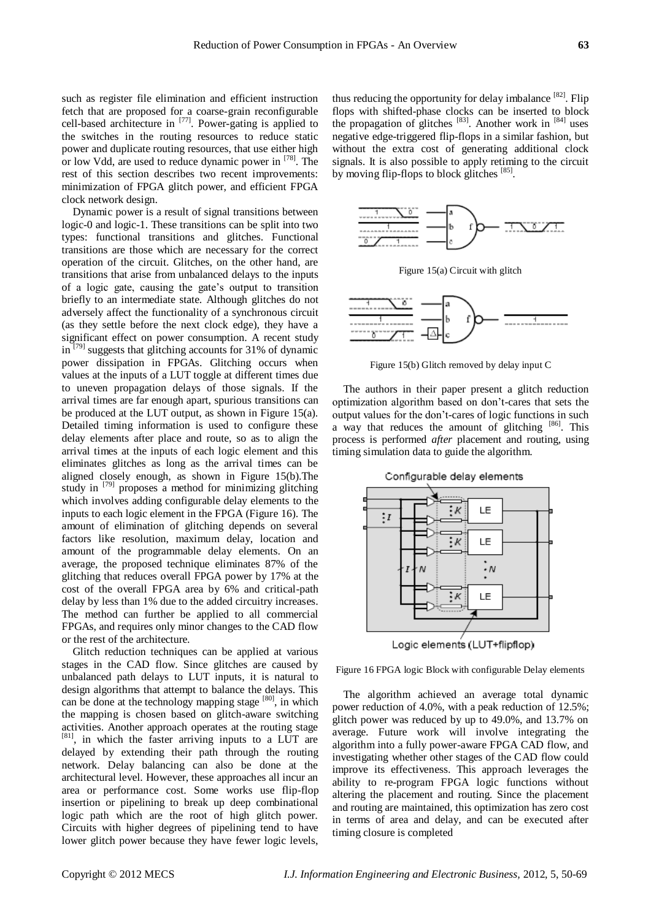such as register file elimination and efficient instruction fetch that are proposed for a coarse-grain reconfigurable cell-based architecture in [77]. Power-gating is applied to the switches in the routing resources to reduce static power and duplicate routing resources, that use either high or low Vdd, are used to reduce dynamic power in [78]. The rest of this section describes two recent improvements: minimization of FPGA glitch power, and efficient FPGA clock network design.

Dynamic power is a result of signal transitions between logic-0 and logic-1. These transitions can be split into two types: functional transitions and glitches. Functional transitions are those which are necessary for the correct operation of the circuit. Glitches, on the other hand, are transitions that arise from unbalanced delays to the inputs of a logic gate, causing the gate's output to transition briefly to an intermediate state. Although glitches do not adversely affect the functionality of a synchronous circuit (as they settle before the next clock edge), they have a significant effect on power consumption. A recent study in [79] suggests that glitching accounts for 31% of dynamic power dissipation in FPGAs. Glitching occurs when values at the inputs of a LUT toggle at different times due to uneven propagation delays of those signals. If the arrival times are far enough apart, spurious transitions can be produced at the LUT output, as shown in Figure 15(a). Detailed timing information is used to configure these delay elements after place and route, so as to align the arrival times at the inputs of each logic element and this eliminates glitches as long as the arrival times can be aligned closely enough, as shown in Figure 15(b).The study in [79] proposes a method for minimizing glitching which involves adding configurable delay elements to the inputs to each logic element in the FPGA (Figure 16). The amount of elimination of glitching depends on several factors like resolution, maximum delay, location and amount of the programmable delay elements. On an average, the proposed technique eliminates 87% of the glitching that reduces overall FPGA power by 17% at the cost of the overall FPGA area by 6% and critical-path delay by less than 1% due to the added circuitry increases. The method can further be applied to all commercial FPGAs, and requires only minor changes to the CAD flow or the rest of the architecture.

Glitch reduction techniques can be applied at various stages in the CAD flow. Since glitches are caused by unbalanced path delays to LUT inputs, it is natural to design algorithms that attempt to balance the delays. This can be done at the technology mapping stage [80], in which the mapping is chosen based on glitch-aware switching activities. Another approach operates at the routing stage [81], in which the faster arriving inputs to a LUT are delayed by extending their path through the routing network. Delay balancing can also be done at the architectural level. However, these approaches all incur an area or performance cost. Some works use flip-flop insertion or pipelining to break up deep combinational logic path which are the root of high glitch power. Circuits with higher degrees of pipelining tend to have lower glitch power because they have fewer logic levels, thus reducing the opportunity for delay imbalance [82]. Flip flops with shifted-phase clocks can be inserted to block the propagation of glitches [83]. Another work in [84] uses negative edge-triggered flip-flops in a similar fashion, but without the extra cost of generating additional clock signals. It is also possible to apply retiming to the circuit by moving flip-flops to block glitches [85].

Figure 15(a) Circuit with glitch

Figure 15(b) Glitch removed by delay input C

The authors in their paper present a glitch reduction optimization algorithm based on don't-cares that sets the output values for the don't-cares of logic functions in such a way that reduces the amount of glitching [86]. This process is performed *after* placement and routing, using timing simulation data to guide the algorithm.

Figure 16 FPGA logic Block with configurable Delay elements

The algorithm achieved an average total dynamic power reduction of 4.0%, with a peak reduction of 12.5%; glitch power was reduced by up to 49.0%, and 13.7% on average. Future work will involve integrating the algorithm into a fully power-aware FPGA CAD flow, and investigating whether other stages of the CAD flow could improve its effectiveness. This approach leverages the ability to re-program FPGA logic functions without altering the placement and routing. Since the placement and routing are maintained, this optimization has zero cost in terms of area and delay, and can be executed after timing closure is completed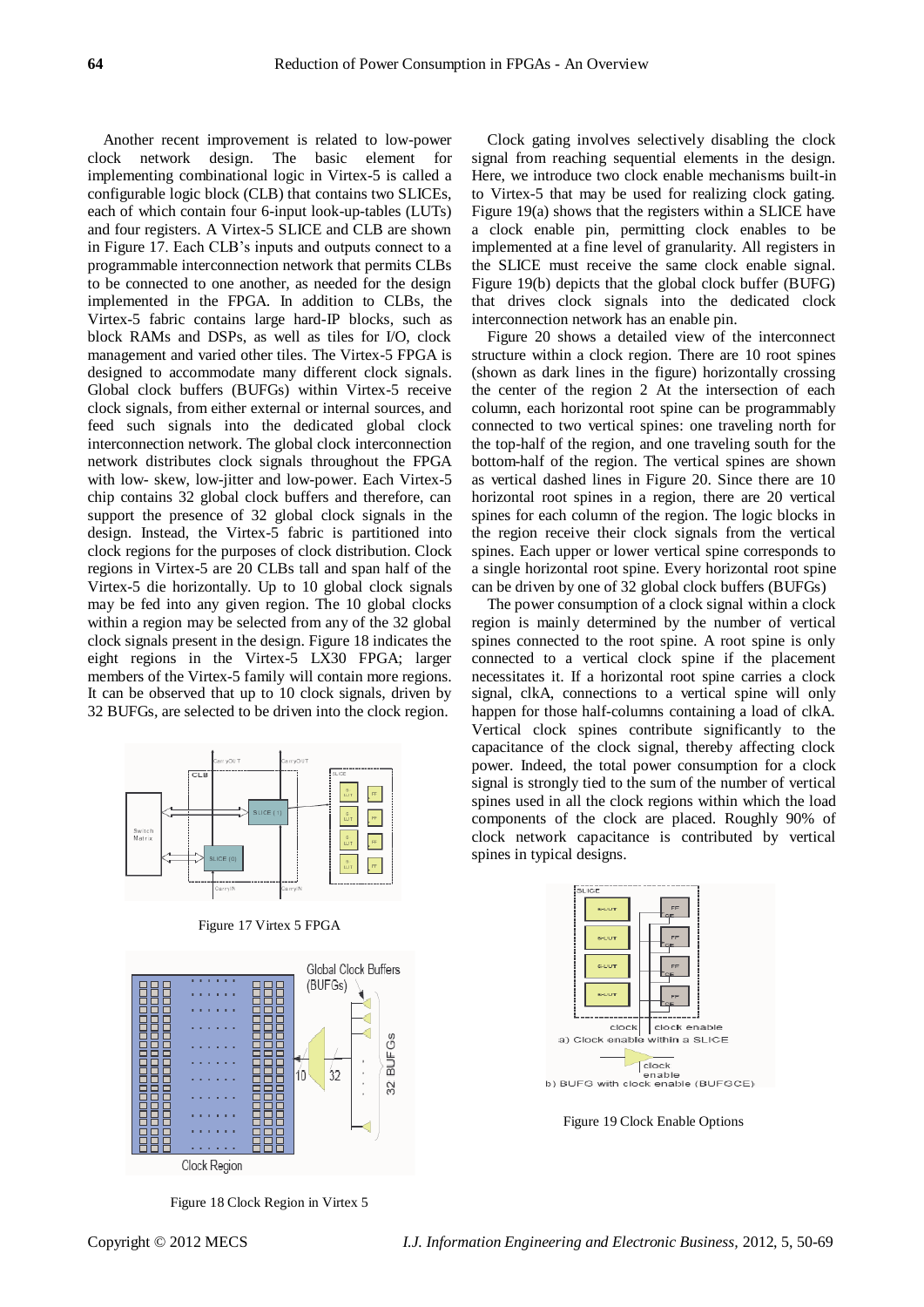Another recent improvement is related to low-power clock network design. The basic element for implementing combinational logic in Virtex-5 is called a configurable logic block (CLB) that contains two SLICEs, each of which contain four 6-input look-up-tables (LUTs) and four registers. A Virtex-5 SLICE and CLB are shown in Figure 17. Each CLB's inputs and outputs connect to a programmable interconnection network that permits CLBs to be connected to one another, as needed for the design implemented in the FPGA. In addition to CLBs, the Virtex-5 fabric contains large hard-IP blocks, such as block RAMs and DSPs, as well as tiles for I/O, clock management and varied other tiles. The Virtex-5 FPGA is designed to accommodate many different clock signals. Global clock buffers (BUFGs) within Virtex-5 receive clock signals, from either external or internal sources, and feed such signals into the dedicated global clock interconnection network. The global clock interconnection network distributes clock signals throughout the FPGA with low- skew, low-jitter and low-power. Each Virtex-5 chip contains 32 global clock buffers and therefore, can support the presence of 32 global clock signals in the design. Instead, the Virtex-5 fabric is partitioned into clock regions for the purposes of clock distribution. Clock regions in Virtex-5 are 20 CLBs tall and span half of the Virtex-5 die horizontally. Up to 10 global clock signals may be fed into any given region. The 10 global clocks within a region may be selected from any of the 32 global clock signals present in the design. Figure 18 indicates the eight regions in the Virtex-5 LX30 FPGA; larger members of the Virtex-5 family will contain more regions. It can be observed that up to 10 clock signals, driven by 32 BUFGs, are selected to be driven into the clock region.

Figure 17 Virtex 5 FPGA

Figure 18 Clock Region in Virtex 5

Clock gating involves selectively disabling the clock signal from reaching sequential elements in the design. Here, we introduce two clock enable mechanisms built-in to Virtex-5 that may be used for realizing clock gating. Figure 19(a) shows that the registers within a SLICE have a clock enable pin, permitting clock enables to be implemented at a fine level of granularity. All registers in the SLICE must receive the same clock enable signal. Figure 19(b) depicts that the global clock buffer (BUFG) that drives clock signals into the dedicated clock interconnection network has an enable pin.

Figure 20 shows a detailed view of the interconnect structure within a clock region. There are 10 root spines (shown as dark lines in the figure) horizontally crossing the center of the region 2 At the intersection of each column, each horizontal root spine can be programmably connected to two vertical spines: one traveling north for the top-half of the region, and one traveling south for the bottom-half of the region. The vertical spines are shown as vertical dashed lines in Figure 20. Since there are 10 horizontal root spines in a region, there are 20 vertical spines for each column of the region. The logic blocks in the region receive their clock signals from the vertical spines. Each upper or lower vertical spine corresponds to a single horizontal root spine. Every horizontal root spine can be driven by one of 32 global clock buffers (BUFGs)

The power consumption of a clock signal within a clock region is mainly determined by the number of vertical spines connected to the root spine. A root spine is only connected to a vertical clock spine if the placement necessitates it. If a horizontal root spine carries a clock signal, clkA, connections to a vertical spine will only happen for those half-columns containing a load of clkA. Vertical clock spines contribute significantly to the capacitance of the clock signal, thereby affecting clock power. Indeed, the total power consumption for a clock signal is strongly tied to the sum of the number of vertical spines used in all the clock regions within which the load components of the clock are placed. Roughly 90% of clock network capacitance is contributed by vertical spines in typical designs.

Figure 19 Clock Enable Options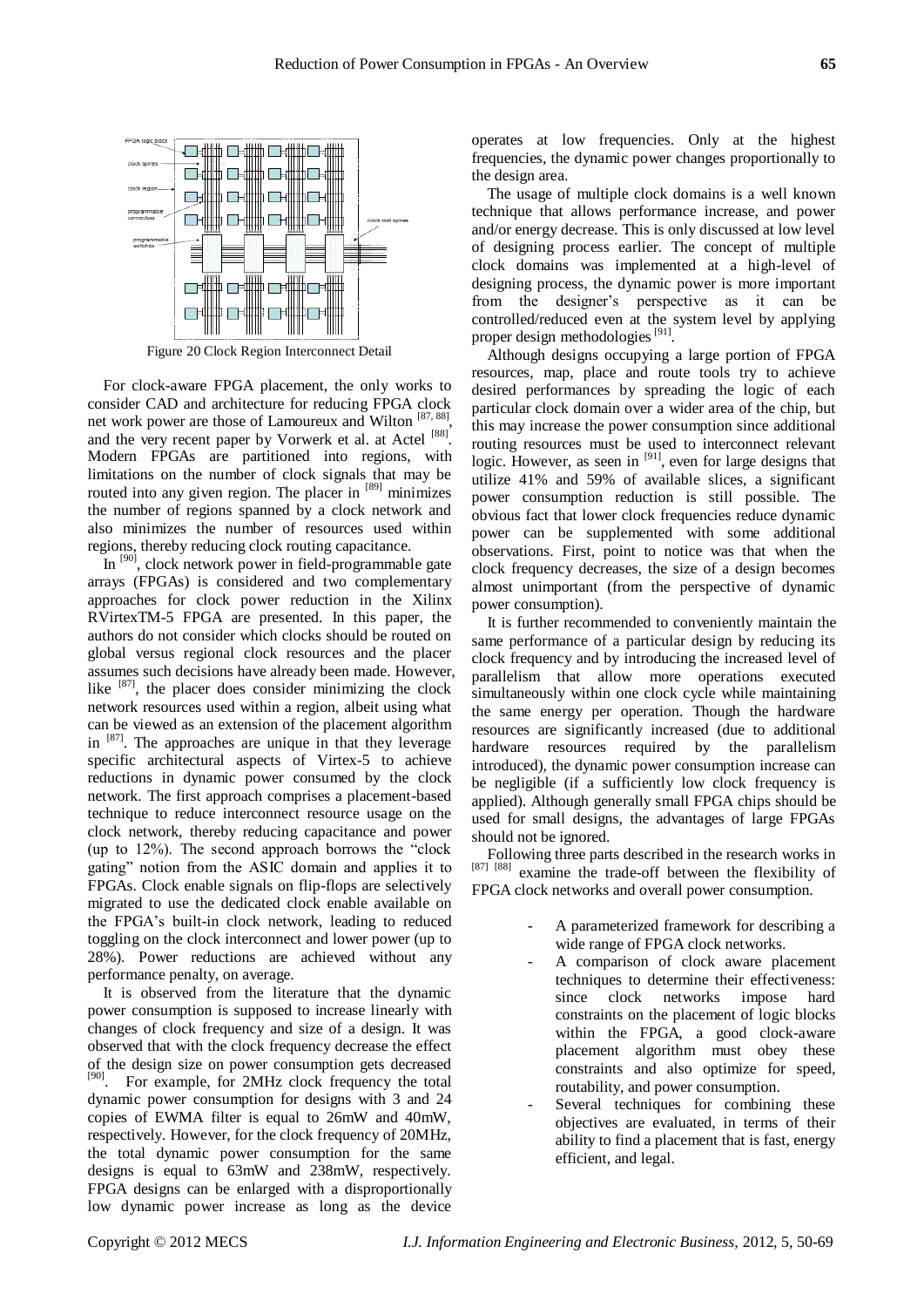Figure 20 Clock Region Interconnect Detail

For clock-aware FPGA placement, the only works to consider CAD and architecture for reducing FPGA clock net work power are those of Lamoureux and Wilton [87, 88], and the very recent paper by Vorwerk et al. at Actel [88]. Modern FPGAs are partitioned into regions, with limitations on the number of clock signals that may be routed into any given region. The placer in [89] minimizes the number of regions spanned by a clock network and also minimizes the number of resources used within regions, thereby reducing clock routing capacitance.

In [90], clock network power in field-programmable gate arrays (FPGAs) is considered and two complementary approaches for clock power reduction in the Xilinx RVirtexTM-5 FPGA are presented. In this paper, the authors do not consider which clocks should be routed on global versus regional clock resources and the placer assumes such decisions have already been made. However, like [87], the placer does consider minimizing the clock network resources used within a region, albeit using what can be viewed as an extension of the placement algorithm in [87]. The approaches are unique in that they leverage specific architectural aspects of Virtex-5 to achieve reductions in dynamic power consumed by the clock network. The first approach comprises a placement-based technique to reduce interconnect resource usage on the clock network, thereby reducing capacitance and power (up to 12%). The second approach borrows the "clock gating" notion from the ASIC domain and applies it to FPGAs. Clock enable signals on flip-flops are selectively migrated to use the dedicated clock enable available on the FPGA's built-in clock network, leading to reduced toggling on the clock interconnect and lower power (up to 28%). Power reductions are achieved without any performance penalty, on average.

It is observed from the literature that the dynamic power consumption is supposed to increase linearly with changes of clock frequency and size of a design. It was observed that with the clock frequency decrease the effect of the design size on power consumption gets decreased [90]. For example, for 2MHz clock frequency the total dynamic power consumption for designs with 3 and 24 copies of EWMA filter is equal to 26mW and 40mW, respectively. However, for the clock frequency of 20MHz, the total dynamic power consumption for the same designs is equal to 63mW and 238mW, respectively. FPGA designs can be enlarged with a disproportionally low dynamic power increase as long as the device operates at low frequencies. Only at the highest frequencies, the dynamic power changes proportionally to the design area.

The usage of multiple clock domains is a well known technique that allows performance increase, and power and/or energy decrease. This is only discussed at low level of designing process earlier. The concept of multiple clock domains was implemented at a high-level of designing process, the dynamic power is more important from the designer's perspective as it can be controlled/reduced even at the system level by applying proper design methodologies [91].

Although designs occupying a large portion of FPGA resources, map, place and route tools try to achieve desired performances by spreading the logic of each particular clock domain over a wider area of the chip, but this may increase the power consumption since additional routing resources must be used to interconnect relevant logic. However, as seen in [91], even for large designs that utilize 41% and 59% of available slices, a significant power consumption reduction is still possible. The obvious fact that lower clock frequencies reduce dynamic power can be supplemented with some additional observations. First, point to notice was that when the clock frequency decreases, the size of a design becomes almost unimportant (from the perspective of dynamic power consumption).

It is further recommended to conveniently maintain the same performance of a particular design by reducing its clock frequency and by introducing the increased level of parallelism that allow more operations executed simultaneously within one clock cycle while maintaining the same energy per operation. Though the hardware resources are significantly increased (due to additional hardware resources required by the parallelism introduced), the dynamic power consumption increase can be negligible (if a sufficiently low clock frequency is applied). Although generally small FPGA chips should be used for small designs, the advantages of large FPGAs should not be ignored.

Following three parts described in the research works in [87] [88] examine the trade-off between the flexibility of FPGA clock networks and overall power consumption.

- A parameterized framework for describing a wide range of FPGA clock networks.
- A comparison of clock aware placement techniques to determine their effectiveness: since clock networks impose hard constraints on the placement of logic blocks within the FPGA, a good clock-aware placement algorithm must obey these constraints and also optimize for speed, routability, and power consumption.
- Several techniques for combining these objectives are evaluated, in terms of their ability to find a placement that is fast, energy efficient, and legal.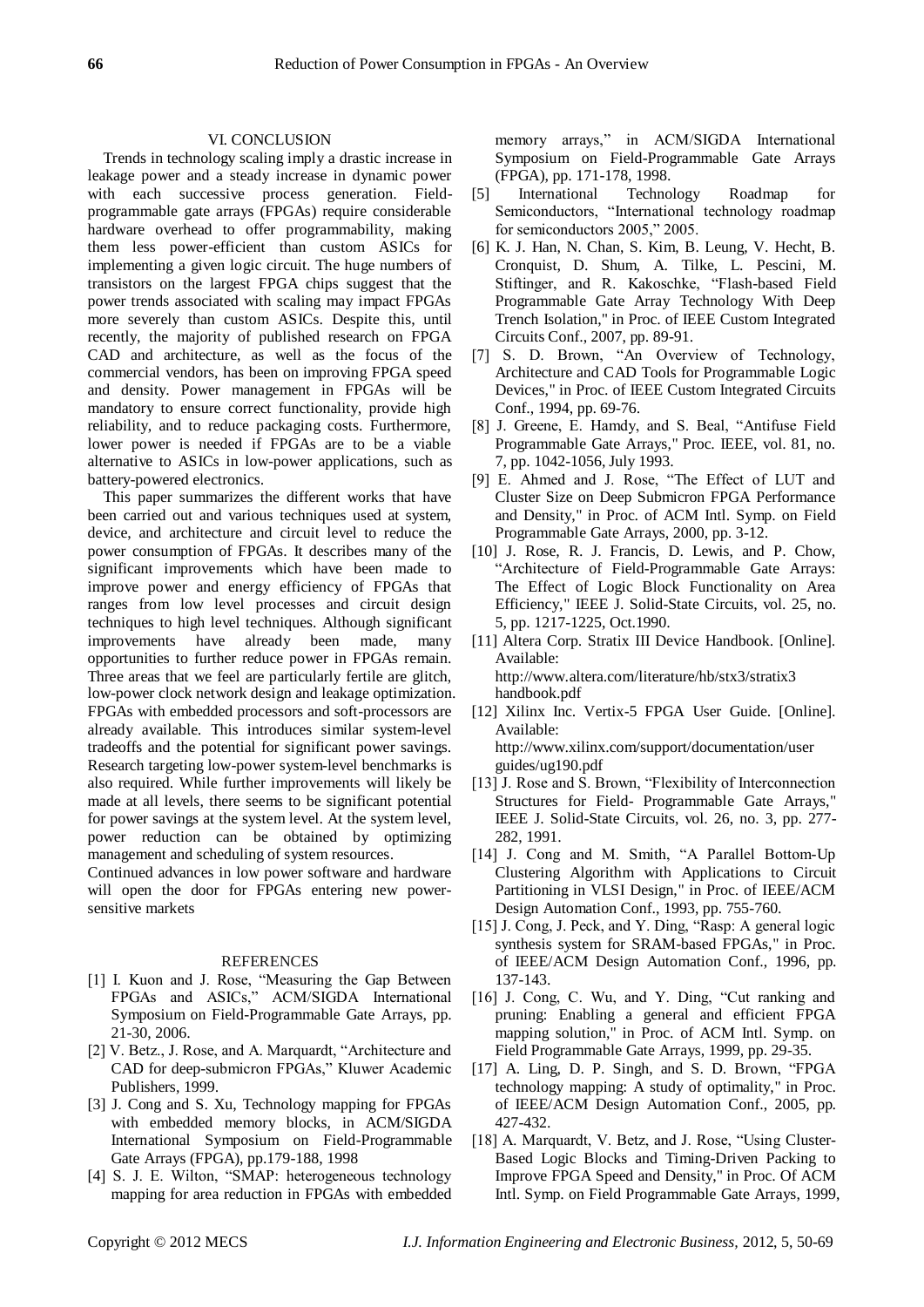## VI. CONCLUSION

Trends in technology scaling imply a drastic increase in leakage power and a steady increase in dynamic power with each successive process generation. Field-programmable gate arrays (FPGAs) require considerable hardware overhead to offer programmability, making them less power-efficient than custom ASICs for implementing a given logic circuit. The huge numbers of transistors on the largest FPGA chips suggest that the power trends associated with scaling may impact FPGAs more severely than custom ASICs. Despite this, until recently, the majority of published research on FPGA CAD and architecture, as well as the focus of the commercial vendors, has been on improving FPGA speed and density. Power management in FPGAs will be mandatory to ensure correct functionality, provide high reliability, and to reduce packaging costs. Furthermore, lower power is needed if FPGAs are to be a viable alternative to ASICs in low-power applications, such as battery-powered electronics.

This paper summarizes the different works that have been carried out and various techniques used at system, device, and architecture and circuit level to reduce the power consumption of FPGAs. It describes many of the significant improvements which have been made to improve power and energy efficiency of FPGAs that ranges from low level processes and circuit design techniques to high level techniques. Although significant improvements have already been made, many opportunities to further reduce power in FPGAs remain. Three areas that we feel are particularly fertile are glitch, low-power clock network design and leakage optimization. FPGAs with embedded processors and soft-processors are already available. This introduces similar system-level tradeoffs and the potential for significant power savings. Research targeting low-power system-level benchmarks is also required. While further improvements will likely be made at all levels, there seems to be significant potential for power savings at the system level. At the system level, power reduction can be obtained by optimizing management and scheduling of system resources.

Continued advances in low power software and hardware will open the door for FPGAs entering new power-sensitive markets

## REFERENCES

[1] I. Kuon and J. Rose, "Measuring the Gap Between FPGAs and ASICs," ACM/SIGDA International Symposium on Field-Programmable Gate Arrays, pp. 21-30, 2006.

[2] V. Betz., J. Rose, and A. Marquardt, "Architecture and CAD for deep-submicron FPGAs," Kluwer Academic Publishers, 1999.

[3] J. Cong and S. Xu, Technology mapping for FPGAs with embedded memory blocks, in ACM/SIGDA International Symposium on Field-Programmable Gate Arrays (FPGA), pp.179-188, 1998

[4] S. J. E. Wilton, "SMAP: heterogeneous technology mapping for area reduction in FPGAs with embedded memory arrays," in ACM/SIGDA International Symposium on Field-Programmable Gate Arrays (FPGA), pp. 171-178, 1998.

[5] International Technology Roadmap for Semiconductors, "International technology roadmap for semiconductors 2005," 2005.

[6] K. J. Han, N. Chan, S. Kim, B. Leung, V. Hecht, B. Cronquist, D. Shum, A. Tilke, L. Pescini, M. Stiftinger, and R. Kakoschke, "Flash-based Field Programmable Gate Array Technology With Deep Trench Isolation," in Proc. of IEEE Custom Integrated Circuits Conf., 2007, pp. 89-91.

[7] S. D. Brown, "An Overview of Technology, Architecture and CAD Tools for Programmable Logic Devices," in Proc. of IEEE Custom Integrated Circuits Conf., 1994, pp. 69-76.

[8] J. Greene, E. Hamdy, and S. Beal, "Antifuse Field Programmable Gate Arrays," Proc. IEEE, vol. 81, no. 7, pp. 1042-1056, July 1993.

[9] E. Ahmed and J. Rose, "The Effect of LUT and Cluster Size on Deep Submicron FPGA Performance and Density," in Proc. of ACM Intl. Symp. on Field Programmable Gate Arrays, 2000, pp. 3-12.

[10] J. Rose, R. J. Francis, D. Lewis, and P. Chow, "Architecture of Field-Programmable Gate Arrays: The Effect of Logic Block Functionality on Area Efficiency," IEEE J. Solid-State Circuits, vol. 25, no. 5, pp. 1217-1225, Oct.1990.

[11] Altera Corp. Stratix III Device Handbook. [Online]. Available: http://www.altera.com/literature/hb/stx3/stratix3 handbook.pdf

[12] Xilinx Inc. Vertix-5 FPGA User Guide. [Online]. Available: http://www.xilinx.com/support/documentation/user guides/ug190.pdf

[13] J. Rose and S. Brown, "Flexibility of Interconnection Structures for Field- Programmable Gate Arrays," IEEE J. Solid-State Circuits, vol. 26, no. 3, pp. 277-282, 1991.

[14] J. Cong and M. Smith, "A Parallel Bottom-Up Clustering Algorithm with Applications to Circuit Partitioning in VLSI Design," in Proc. of IEEE/ACM Design Automation Conf., 1993, pp. 755-760.

[15] J. Cong, J. Peck, and Y. Ding, "Rasp: A general logic synthesis system for SRAM-based FPGAs," in Proc. of IEEE/ACM Design Automation Conf., 1996, pp. 137-143.

[16] J. Cong, C. Wu, and Y. Ding, "Cut ranking and pruning: Enabling a general and efficient FPGA mapping solution," in Proc. of ACM Intl. Symp. on Field Programmable Gate Arrays, 1999, pp. 29-35.

[17] A. Ling, D. P. Singh, and S. D. Brown, "FPGA technology mapping: A study of optimality," in Proc. of IEEE/ACM Design Automation Conf., 2005, pp. 427-432.

[18] A. Marquardt, V. Betz, and J. Rose, "Using Cluster-Based Logic Blocks and Timing-Driven Packing to Improve FPGA Speed and Density," in Proc. Of ACM Intl. Symp. on Field Programmable Gate Arrays, 1999,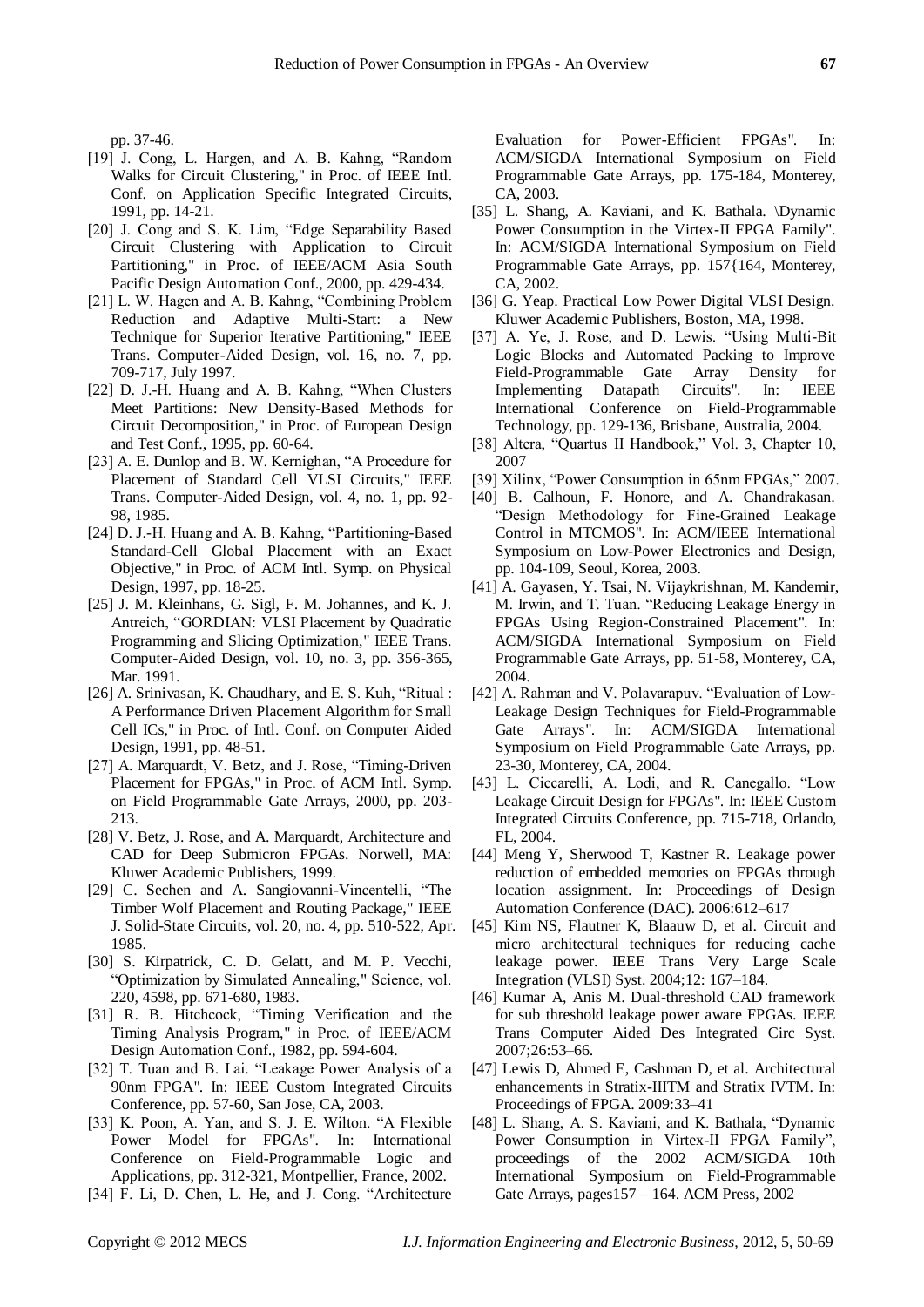pp. 37-46.

[19] J. Cong, L. Hargen, and A. B. Kahng, "Random Walks for Circuit Clustering," in Proc. of IEEE Intl. Conf. on Application Specific Integrated Circuits, 1991, pp. 14-21.

[20] J. Cong and S. K. Lim, "Edge Separability Based Circuit Clustering with Application to Circuit Partitioning," in Proc. of IEEE/ACM Asia South Pacific Design Automation Conf., 2000, pp. 429-434.

[21] L. W. Hagen and A. B. Kahng, "Combining Problem Reduction and Adaptive Multi-Start: a New Technique for Superior Iterative Partitioning," IEEE Trans. Computer-Aided Design, vol. 16, no. 7, pp. 709-717, July 1997.

[22] D. J.-H. Huang and A. B. Kahng, "When Clusters Meet Partitions: New Density-Based Methods for Circuit Decomposition," in Proc. of European Design and Test Conf., 1995, pp. 60-64.

[23] A. E. Dunlop and B. W. Kernighan, "A Procedure for Placement of Standard Cell VLSI Circuits," IEEE Trans. Computer-Aided Design, vol. 4, no. 1, pp. 92-98, 1985.

[24] D. J.-H. Huang and A. B. Kahng, "Partitioning-Based Standard-Cell Global Placement with an Exact Objective," in Proc. of ACM Intl. Symp. on Physical Design, 1997, pp. 18-25.

[25] J. M. Kleinhans, G. Sigl, F. M. Johannes, and K. J. Antreich, "GORDIAN: VLSI Placement by Quadratic Programming and Slicing Optimization," IEEE Trans. Computer-Aided Design, vol. 10, no. 3, pp. 356-365, Mar. 1991.

[26] A. Srinivasan, K. Chaudhary, and E. S. Kuh, "Ritual : A Performance Driven Placement Algorithm for Small Cell ICs," in Proc. of Intl. Conf. on Computer Aided Design, 1991, pp. 48-51.

[27] A. Marquardt, V. Betz, and J. Rose, "Timing-Driven Placement for FPGAs," in Proc. of ACM Intl. Symp. on Field Programmable Gate Arrays, 2000, pp. 203-213.

[28] V. Betz, J. Rose, and A. Marquardt, Architecture and CAD for Deep Submicron FPGAs. Norwell, MA: Kluwer Academic Publishers, 1999.

[29] C. Sechen and A. Sangiovanni-Vincentelli, "The Timber Wolf Placement and Routing Package," IEEE J. Solid-State Circuits, vol. 20, no. 4, pp. 510-522, Apr. 1985.

[30] S. Kirpatrick, C. D. Gelatt, and M. P. Vecchi, "Optimization by Simulated Annealing," Science, vol. 220, 4598, pp. 671-680, 1983.

[31] R. B. Hitchcock, "Timing Verification and the Timing Analysis Program," in Proc. of IEEE/ACM Design Automation Conf., 1982, pp. 594-604.

[32] T. Tuan and B. Lai. "Leakage Power Analysis of a 90nm FPGA". In: IEEE Custom Integrated Circuits Conference, pp. 57-60, San Jose, CA, 2003.

[33] K. Poon, A. Yan, and S. J. E. Wilton. "A Flexible Power Model for FPGAs". In: International Conference on Field-Programmable Logic and Applications, pp. 312-321, Montpellier, France, 2002.

[34] F. Li, D. Chen, L. He, and J. Cong. "Architecture Evaluation for Power-Efficient FPGAs". In: ACM/SIGDA International Symposium on Field Programmable Gate Arrays, pp. 175-184, Monterey, CA, 2003.

[35] L. Shang, A. Kaviani, and K. Bathala. \Dynamic Power Consumption in the Virtex-II FPGA Family". In: ACM/SIGDA International Symposium on Field Programmable Gate Arrays, pp. 157{164, Monterey, CA, 2002.

[36] G. Yeap. Practical Low Power Digital VLSI Design. Kluwer Academic Publishers, Boston, MA, 1998.

[37] A. Ye, J. Rose, and D. Lewis. "Using Multi-Bit Logic Blocks and Automated Packing to Improve Field-Programmable Gate Array Density for Implementing Datapath Circuits". In: IEEE International Conference on Field-Programmable Technology, pp. 129-136, Brisbane, Australia, 2004.

[38] Altera, "Quartus II Handbook," Vol. 3, Chapter 10, 2007

[39] Xilinx, "Power Consumption in 65nm FPGAs," 2007.

[40] B. Calhoun, F. Honore, and A. Chandrakasan. "Design Methodology for Fine-Grained Leakage Control in MTCMOS". In: ACM/IEEE International Symposium on Low-Power Electronics and Design, pp. 104-109, Seoul, Korea, 2003.

[41] A. Gayasen, Y. Tsai, N. Vijaykrishnan, M. Kandemir, M. Irwin, and T. Tuan. "Reducing Leakage Energy in FPGAs Using Region-Constrained Placement". In: ACM/SIGDA International Symposium on Field Programmable Gate Arrays, pp. 51-58, Monterey, CA, 2004.

[42] A. Rahman and V. Polavarapuv. "Evaluation of Low-Leakage Design Techniques for Field-Programmable Gate Arrays". In: ACM/SIGDA International Symposium on Field Programmable Gate Arrays, pp. 23-30, Monterey, CA, 2004.

[43] L. Ciccarelli, A. Lodi, and R. Canegallo. "Low Leakage Circuit Design for FPGAs". In: IEEE Custom Integrated Circuits Conference, pp. 715-718, Orlando, FL, 2004.

[44] Meng Y, Sherwood T, Kastner R. Leakage power reduction of embedded memories on FPGAs through location assignment. In: Proceedings of Design Automation Conference (DAC). 2006:612–617

[45] Kim NS, Flautner K, Blaauw D, et al. Circuit and micro architectural techniques for reducing cache leakage power. IEEE Trans Very Large Scale Integration (VLSI) Syst. 2004;12: 167–184.

[46] Kumar A, Anis M. Dual-threshold CAD framework for sub threshold leakage power aware FPGAs. IEEE Trans Computer Aided Des Integrated Circ Syst. 2007;26:53–66.

[47] Lewis D, Ahmed E, Cashman D, et al. Architectural enhancements in Stratix-IIITM and Stratix IVTM. In: Proceedings of FPGA. 2009:33–41

[48] L. Shang, A. S. Kaviani, and K. Bathala, "Dynamic Power Consumption in Virtex-II FPGA Family", proceedings of the 2002 ACM/SIGDA 10th International Symposium on Field-Programmable Gate Arrays, pages157 – 164. ACM Press, 2002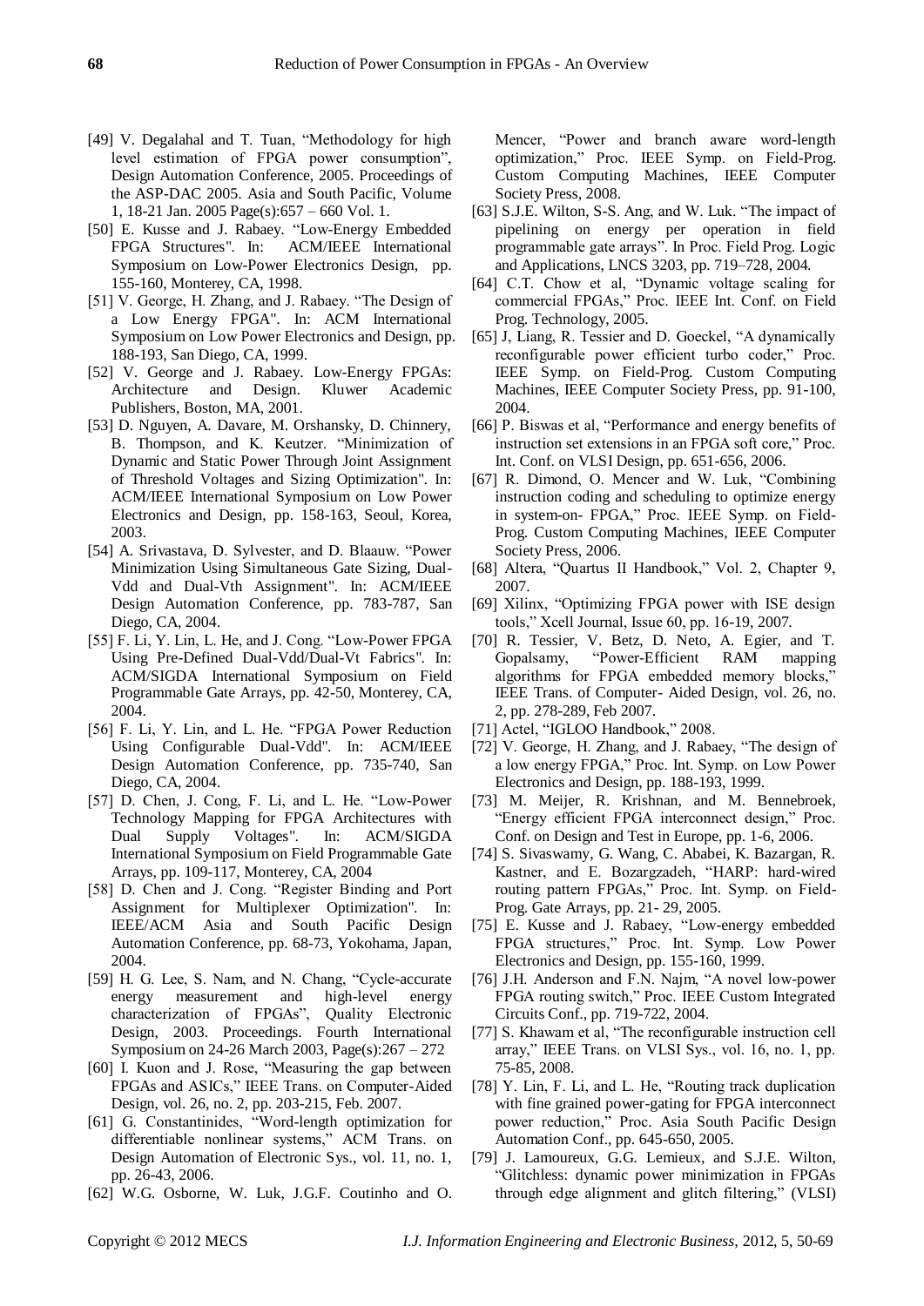[49] V. Degalahal and T. Tuan, "Methodology for high level estimation of FPGA power consumption", Design Automation Conference, 2005. Proceedings of the ASP-DAC 2005. Asia and South Pacific, Volume 1, 18-21 Jan. 2005 Page(s):657 – 660 Vol. 1.

[50] E. Kusse and J. Rabaey. "Low-Energy Embedded FPGA Structures". In: ACM/IEEE International Symposium on Low-Power Electronics Design, pp. 155-160, Monterey, CA, 1998.

[51] V. George, H. Zhang, and J. Rabaey. "The Design of a Low Energy FPGA". In: ACM International Symposium on Low Power Electronics and Design, pp. 188-193, San Diego, CA, 1999.

[52] V. George and J. Rabaey. Low-Energy FPGAs: Architecture and Design. Kluwer Academic Publishers, Boston, MA, 2001.

[53] D. Nguyen, A. Davare, M. Orshansky, D. Chinnery, B. Thompson, and K. Keutzer. "Minimization of Dynamic and Static Power Through Joint Assignment of Threshold Voltages and Sizing Optimization". In: ACM/IEEE International Symposium on Low Power Electronics and Design, pp. 158-163, Seoul, Korea, 2003.

[54] A. Srivastava, D. Sylvester, and D. Blaauw. "Power Minimization Using Simultaneous Gate Sizing, Dual-Vdd and Dual-Vth Assignment". In: ACM/IEEE Design Automation Conference, pp. 783-787, San Diego, CA, 2004.

[55] F. Li, Y. Lin, L. He, and J. Cong. "Low-Power FPGA Using Pre-Defined Dual-Vdd/Dual-Vt Fabrics". In: ACM/SIGDA International Symposium on Field Programmable Gate Arrays, pp. 42-50, Monterey, CA, 2004.

[56] F. Li, Y. Lin, and L. He. "FPGA Power Reduction Using Configurable Dual-Vdd". In: ACM/IEEE Design Automation Conference, pp. 735-740, San Diego, CA, 2004.

[57] D. Chen, J. Cong, F. Li, and L. He. "Low-Power Technology Mapping for FPGA Architectures with Dual Supply Voltages". In: ACM/SIGDA International Symposium on Field Programmable Gate Arrays, pp. 109-117, Monterey, CA, 2004

[58] D. Chen and J. Cong. "Register Binding and Port Assignment for Multiplexer Optimization". In: IEEE/ACM Asia and South Pacific Design Automation Conference, pp. 68-73, Yokohama, Japan, 2004.

[59] H. G. Lee, S. Nam, and N. Chang, "Cycle-accurate energy measurement and high-level energy characterization of FPGAs", Quality Electronic Design, 2003. Proceedings. Fourth International Symposium on 24-26 March 2003, Page(s):267 – 272

[60] I. Kuon and J. Rose, "Measuring the gap between FPGAs and ASICs," IEEE Trans. on Computer-Aided Design, vol. 26, no. 2, pp. 203-215, Feb. 2007.

[61] G. Constantinides, "Word-length optimization for differentiable nonlinear systems," ACM Trans. on Design Automation of Electronic Sys., vol. 11, no. 1, pp. 26-43, 2006.

[62] W.G. Osborne, W. Luk, J.G.F. Coutinho and O. Mencer, "Power and branch aware word-length optimization," Proc. IEEE Symp. on Field-Prog. Custom Computing Machines, IEEE Computer Society Press, 2008.

[63] S.J.E. Wilton, S-S. Ang, and W. Luk. "The impact of pipelining on energy per operation in field programmable gate arrays". In Proc. Field Prog. Logic and Applications, LNCS 3203, pp. 719–728, 2004.

[64] C.T. Chow et al, "Dynamic voltage scaling for commercial FPGAs," Proc. IEEE Int. Conf. on Field Prog. Technology, 2005.

[65] J, Liang, R. Tessier and D. Goeckel, "A dynamically reconfigurable power efficient turbo coder," Proc. IEEE Symp. on Field-Prog. Custom Computing Machines, IEEE Computer Society Press, pp. 91-100, 2004.

[66] P. Biswas et al, "Performance and energy benefits of instruction set extensions in an FPGA soft core," Proc. Int. Conf. on VLSI Design, pp. 651-656, 2006.

[67] R. Dimond, O. Mencer and W. Luk, "Combining instruction coding and scheduling to optimize energy in system-on- FPGA," Proc. IEEE Symp. on Field-Prog. Custom Computing Machines, IEEE Computer Society Press, 2006.

[68] Altera, "Quartus II Handbook," Vol. 2, Chapter 9, 2007.

[69] Xilinx, "Optimizing FPGA power with ISE design tools," Xcell Journal, Issue 60, pp. 16-19, 2007.

[70] R. Tessier, V. Betz, D. Neto, A. Egier, and T. Gopalsamy, "Power-Efficient RAM mapping algorithms for FPGA embedded memory blocks," IEEE Trans. of Computer- Aided Design, vol. 26, no. 2, pp. 278-289, Feb 2007.

[71] Actel, "IGLOO Handbook," 2008.

[72] V. George, H. Zhang, and J. Rabaey, "The design of a low energy FPGA," Proc. Int. Symp. on Low Power Electronics and Design, pp. 188-193, 1999.

[73] M. Meijer, R. Krishnan, and M. Bennebroek, "Energy efficient FPGA interconnect design," Proc. Conf. on Design and Test in Europe, pp. 1-6, 2006.

[74] S. Sivaswamy, G. Wang, C. Ababei, K. Bazargan, R. Kastner, and E. Bozargzadeh, "HARP: hard-wired routing pattern FPGAs," Proc. Int. Symp. on Field-Prog. Gate Arrays, pp. 21- 29, 2005.

[75] E. Kusse and J. Rabaey, "Low-energy embedded FPGA structures," Proc. Int. Symp. Low Power Electronics and Design, pp. 155-160, 1999.

[76] J.H. Anderson and F.N. Najm, "A novel low-power FPGA routing switch," Proc. IEEE Custom Integrated Circuits Conf., pp. 719-722, 2004.

[77] S. Khawam et al, "The reconfigurable instruction cell array," IEEE Trans. on VLSI Sys., vol. 16, no. 1, pp. 75-85, 2008.

[78] Y. Lin, F. Li, and L. He, "Routing track duplication with fine grained power-gating for FPGA interconnect power reduction," Proc. Asia South Pacific Design Automation Conf., pp. 645-650, 2005.

[79] J. Lamoureux, G.G. Lemieux, and S.J.E. Wilton, "Glitchless: dynamic power minimization in FPGAs through edge alignment and glitch filtering," (VLSI)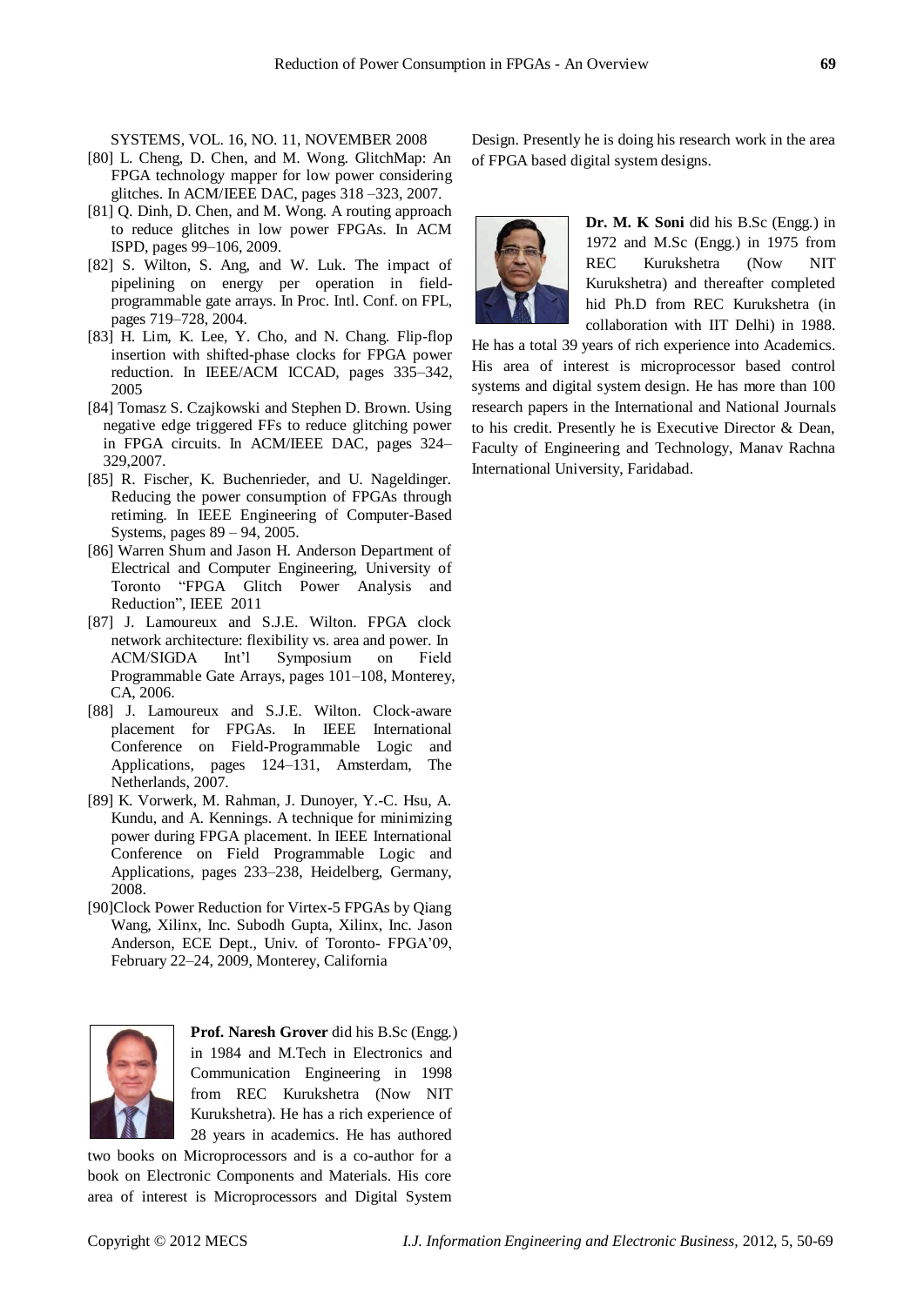SYSTEMS, VOL. 16, NO. 11, NOVEMBER 2008

[80] L. Cheng, D. Chen, and M. Wong. GlitchMap: An FPGA technology mapper for low power considering glitches. In ACM/IEEE DAC, pages 318 –323, 2007.

[81] Q. Dinh, D. Chen, and M. Wong. A routing approach to reduce glitches in low power FPGAs. In ACM ISPD, pages 99–106, 2009.

[82] S. Wilton, S. Ang, and W. Luk. The impact of pipelining on energy per operation in field-programmable gate arrays. In Proc. Intl. Conf. on FPL, pages 719–728, 2004.

[83] H. Lim, K. Lee, Y. Cho, and N. Chang. Flip-flop insertion with shifted-phase clocks for FPGA power reduction. In IEEE/ACM ICCAD, pages 335–342, 2005

[84] Tomasz S. Czajkowski and Stephen D. Brown. Using negative edge triggered FFs to reduce glitching power in FPGA circuits. In ACM/IEEE DAC, pages 324–329,2007.

[85] R. Fischer, K. Buchenrieder, and U. Nageldinger. Reducing the power consumption of FPGAs through retiming. In IEEE Engineering of Computer-Based Systems, pages 89 – 94, 2005.

[86] Warren Shum and Jason H. Anderson Department of Electrical and Computer Engineering, University of Toronto "FPGA Glitch Power Analysis and Reduction", IEEE 2011

[87] J. Lamoureux and S.J.E. Wilton. FPGA clock network architecture: flexibility vs. area and power. In ACM/SIGDA Int'l Symposium on Field Programmable Gate Arrays, pages 101–108, Monterey, CA, 2006.

[88] J. Lamoureux and S.J.E. Wilton. Clock-aware placement for FPGAs. In IEEE International Conference on Field-Programmable Logic and Applications, pages 124–131, Amsterdam, The Netherlands, 2007.

[89] K. Vorwerk, M. Rahman, J. Dunoyer, Y.-C. Hsu, A. Kundu, and A. Kennings. A technique for minimizing power during FPGA placement. In IEEE International Conference on Field Programmable Logic and Applications, pages 233–238, Heidelberg, Germany, 2008.

[90]Clock Power Reduction for Virtex-5 FPGAs by Qiang Wang, Xilinx, Inc. Subodh Gupta, Xilinx, Inc. Jason Anderson, ECE Dept., Univ. of Toronto- FPGA'09, February 22–24, 2009, Monterey, California

**Prof. Naresh Grover** did his B.Sc (Engg.) in 1984 and M.Tech in Electronics and Communication Engineering in 1998 from REC Kurukshetra (Now NIT Kurukshetra). He has a rich experience of 28 years in academics. He has authored two books on Microprocessors and is a co-author for a book on Electronic Components and Materials. His core area of interest is Microprocessors and Digital System Design. Presently he is doing his research work in the area of FPGA based digital system designs.

**Dr. M. K Soni** did his B.Sc (Engg.) in 1972 and M.Sc (Engg.) in 1975 from REC Kurukshetra (Now NIT Kurukshetra) and thereafter completed hid Ph.D from REC Kurukshetra (in collaboration with IIT Delhi) in 1988. He has a total 39 years of rich experience into Academics. His area of interest is microprocessor based control systems and digital system design. He has more than 100 research papers in the International and National Journals to his credit. Presently he is Executive Director & Dean, Faculty of Engineering and Technology, Manav Rachna International University, Faridabad.